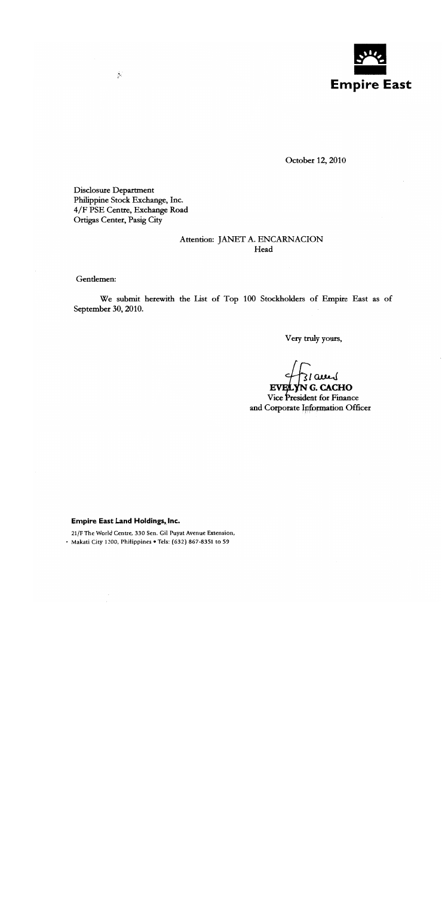**Empire East**

October 12, 2010

Disclosure Department
Philippine Stock Exchange, Inc.
4/F PSE Centre, Exchange Road
Ortigas Center, Pasig City

Attention: JANET A. ENCARNACION
Head

Gentlemen:

We submit herewith the List of Top 100 Stockholders of Empire East as of September 30, 2010.

Very truly yours,

**EVELYN G. CACHO**
Vice President for Finance
and Corporate Information Officer

**Empire East Land Holdings, Inc.**

21/F The World Centre, 330 Sen. Gil Puyat Avenue Extension,
Makati City 1200, Philippines • Tels: (632) 867-8351 to 59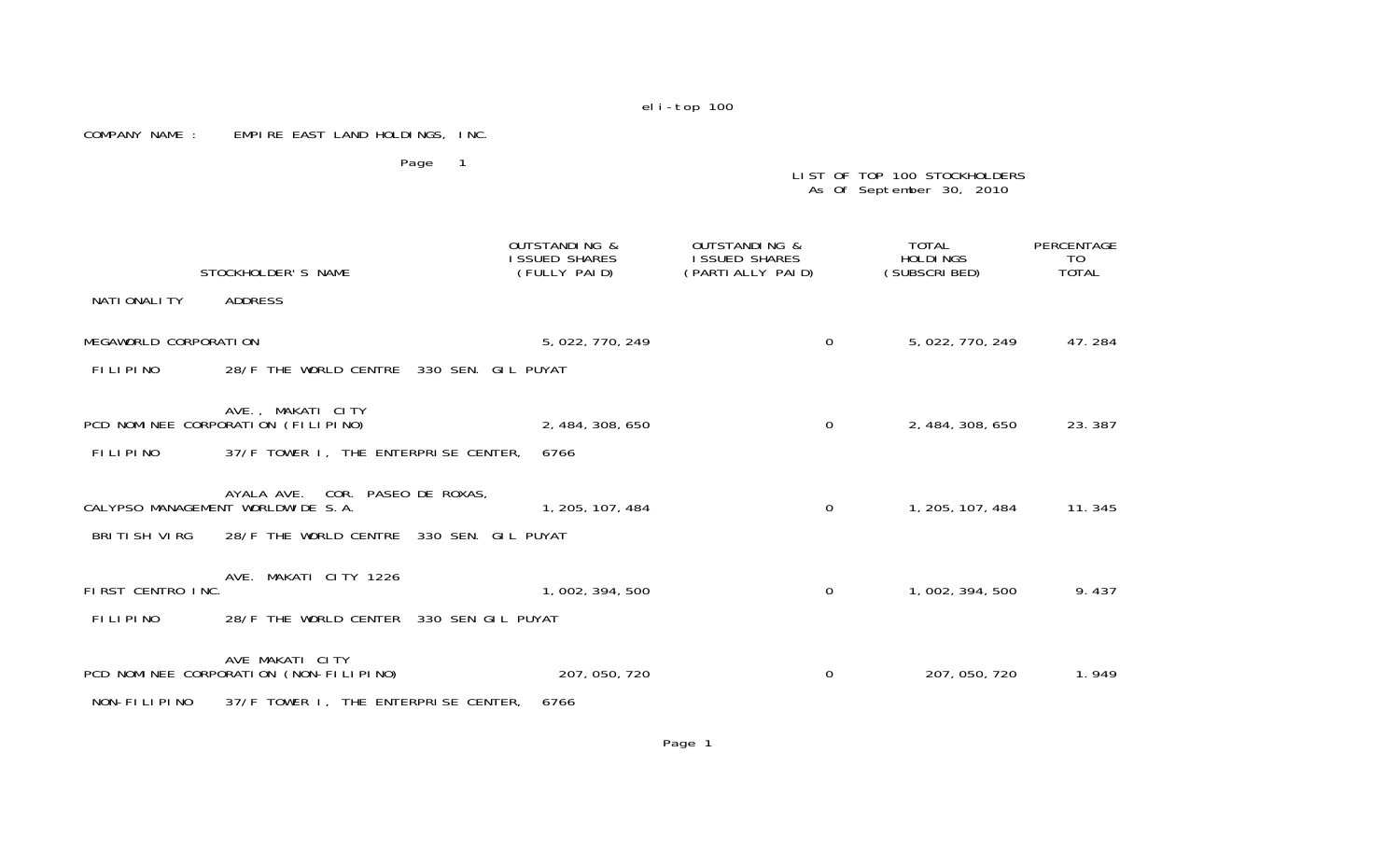eli-top 100

COMPANY NAME : EMPIRE EAST LAND HOLDINGS, INC.

Page 1

LIST OF TOP 100 STOCKHOLDERS
As Of September 30, 2010

| STOCKHOLDER'S NAME | OUTSTANDING & ISSUED SHARES (FULLY PAID) | OUTSTANDING & ISSUED SHARES (PARTIALLY PAID) | TOTAL HOLDINGS (SUBSCRIBED) | PERCENTAGE TO TOTAL |
|---|---|---|---|---|
| NATIONALITY ADDRESS | | | | |
| MEGAWORLD CORPORATION | 5,022,770,249 | 0 | 5,022,770,249 | 47.284 |
| FILIPINO 28/F THE WORLD CENTRE 330 SEN. GIL PUYAT AVE., MAKATI CITY | | | | |
| PCD NOMINEE CORPORATION (FILIPINO) | 2,484,308,650 | 0 | 2,484,308,650 | 23.387 |
| FILIPINO 37/F TOWER I, THE ENTERPRISE CENTER, 6766 AYALA AVE. COR. PASEO DE ROXAS, | | | | |
| CALYPSO MANAGEMENT WORLDWIDE S.A. | 1,205,107,484 | 0 | 1,205,107,484 | 11.345 |
| BRITISH VIRG 28/F THE WORLD CENTRE 330 SEN. GIL PUYAT AVE. MAKATI CITY 1226 | | | | |
| FIRST CENTRO INC. | 1,002,394,500 | 0 | 1,002,394,500 | 9.437 |
| FILIPINO 28/F THE WORLD CENTER 330 SEN GIL PUYAT AVE MAKATI CITY | | | | |
| PCD NOMINEE CORPORATION (NON-FILIPINO) | 207,050,720 | 0 | 207,050,720 | 1.949 |
| NON-FILIPINO 37/F TOWER I, THE ENTERPRISE CENTER, 6766 | | | | |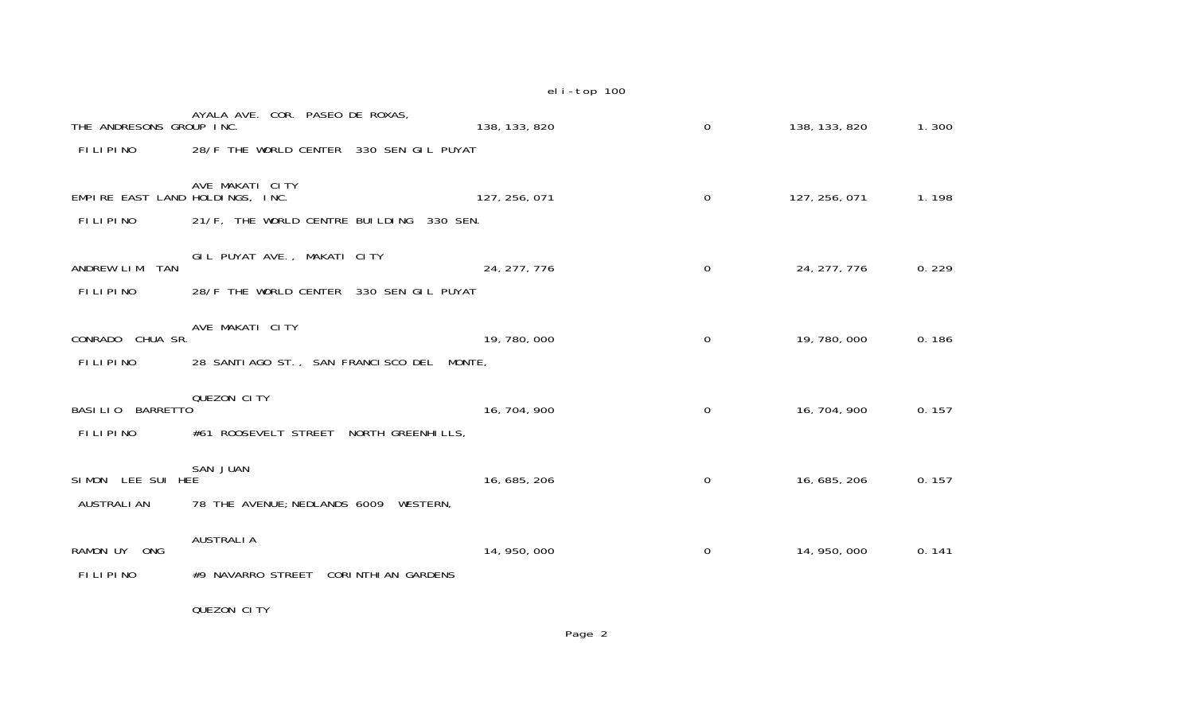AYALA AVE. COR. PASEO DE ROXAS,

| Name | Nationality | Address | Shares | | Total | % |
|---|---|---|---|---|---|---|
| THE ANDRESONS GROUP INC. | FILIPINO | 28/F THE WORLD CENTER 330 SEN GIL PUYAT AVE MAKATI CITY | 138,133,820 | 0 | 138,133,820 | 1.300 |
| EMPIRE EAST LAND HOLDINGS, INC. | FILIPINO | 21/F, THE WORLD CENTRE BUILDING 330 SEN. GIL PUYAT AVE., MAKATI CITY | 127,256,071 | 0 | 127,256,071 | 1.198 |
| ANDREW LIM TAN | FILIPINO | 28/F THE WORLD CENTER 330 SEN GIL PUYAT AVE MAKATI CITY | 24,277,776 | 0 | 24,277,776 | 0.229 |
| CONRADO CHUA SR. | FILIPINO | 28 SANTIAGO ST., SAN FRANCISCO DEL MONTE, QUEZON CITY | 19,780,000 | 0 | 19,780,000 | 0.186 |
| BASILIO BARRETTO | FILIPINO | #61 ROOSEVELT STREET NORTH GREENHILLS, SAN JUAN | 16,704,900 | 0 | 16,704,900 | 0.157 |
| SIMON LEE SUI HEE | AUSTRALIAN | 78 THE AVENUE; NEDLANDS 6009 WESTERN, AUSTRALIA | 16,685,206 | 0 | 16,685,206 | 0.157 |
| RAMON UY ONG | FILIPINO | #9 NAVARRO STREET CORINTHIAN GARDENS QUEZON CITY | 14,950,000 | 0 | 14,950,000 | 0.141 |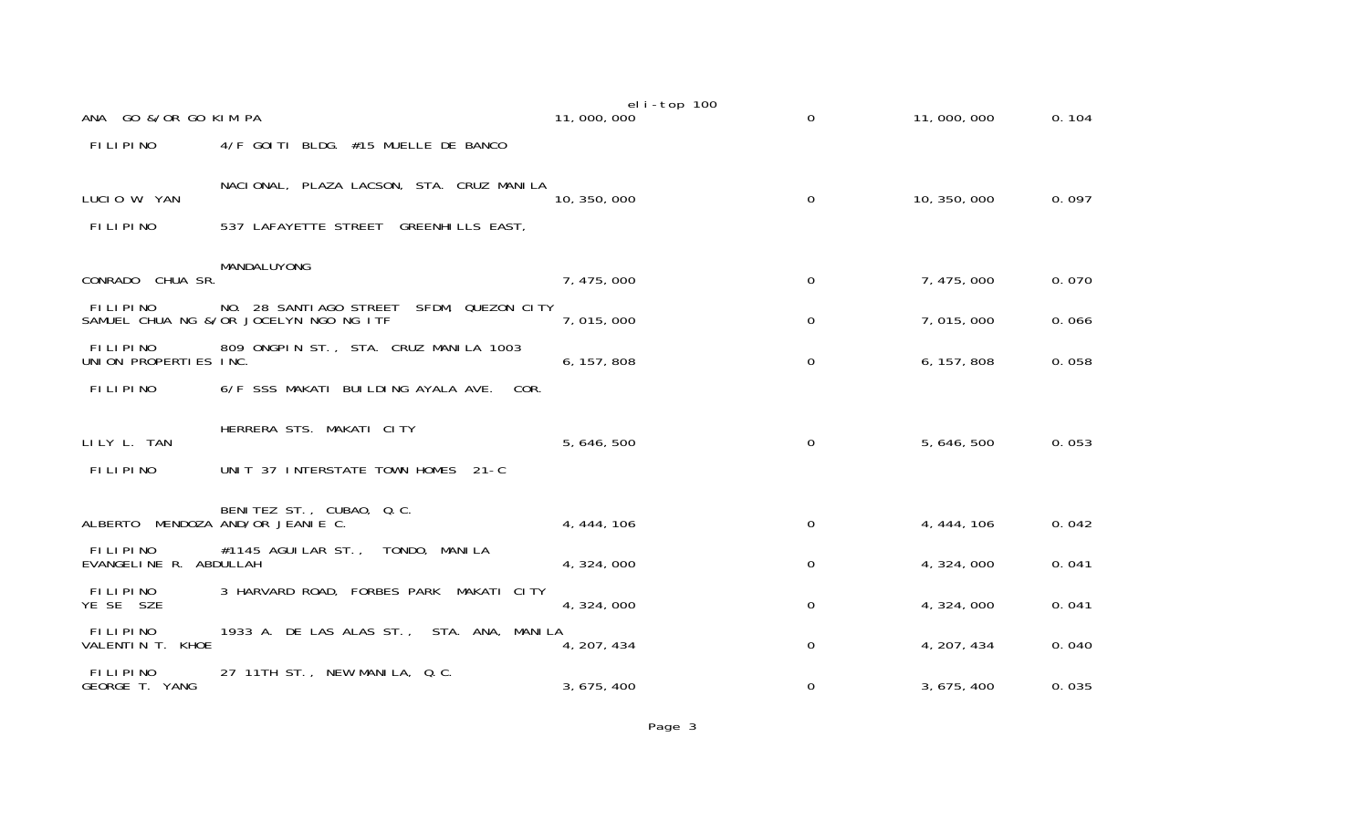| | | | | | | |
|---|---|---|---|---|---|---|
| ANA GO &/OR GO KIM PA | FILIPINO | 4/F GOITI BLDG. #15 MUELLE DE BANCO NACIONAL, PLAZA LACSON, STA. CRUZ MANILA | 11,000,000 | 0 | 11,000,000 | 0.104 |
| LUCIO W. YAN | FILIPINO | 537 LAFAYETTE STREET GREENHILLS EAST, MANDALUYONG | 10,350,000 | 0 | 10,350,000 | 0.097 |
| CONRADO CHUA SR. | FILIPINO | NO. 28 SANTIAGO STREET SFDM, QUEZON CITY | 7,475,000 | 0 | 7,475,000 | 0.070 |
| SAMUEL CHUA NG &/OR JOCELYN NGO NG ITF | FILIPINO | 809 ONGPIN ST., STA. CRUZ MANILA 1003 | 7,015,000 | 0 | 7,015,000 | 0.066 |
| UNION PROPERTIES INC. | FILIPINO | 6/F SSS MAKATI BUILDING AYALA AVE. COR. HERRERA STS. MAKATI CITY | 6,157,808 | 0 | 6,157,808 | 0.058 |
| LILY L. TAN | FILIPINO | UNIT 37 INTERSTATE TOWN HOMES 21-C BENITEZ ST., CUBAO, Q.C. | 5,646,500 | 0 | 5,646,500 | 0.053 |
| ALBERTO MENDOZA AND/OR JEANIE C. | FILIPINO | #1145 AGUILAR ST., TONDO, MANILA | 4,444,106 | 0 | 4,444,106 | 0.042 |
| EVANGELINE R. ABDULLAH | FILIPINO | 3 HARVARD ROAD, FORBES PARK MAKATI CITY | 4,324,000 | 0 | 4,324,000 | 0.041 |
| YE SE SZE | FILIPINO | 1933 A. DE LAS ALAS ST., STA. ANA, MANILA | 4,324,000 | 0 | 4,324,000 | 0.041 |
| VALENTIN T. KHOE | FILIPINO | 27 11TH ST., NEW MANILA, Q.C. | 4,207,434 | 0 | 4,207,434 | 0.040 |
| GEORGE T. YANG | | | 3,675,400 | 0 | 3,675,400 | 0.035 |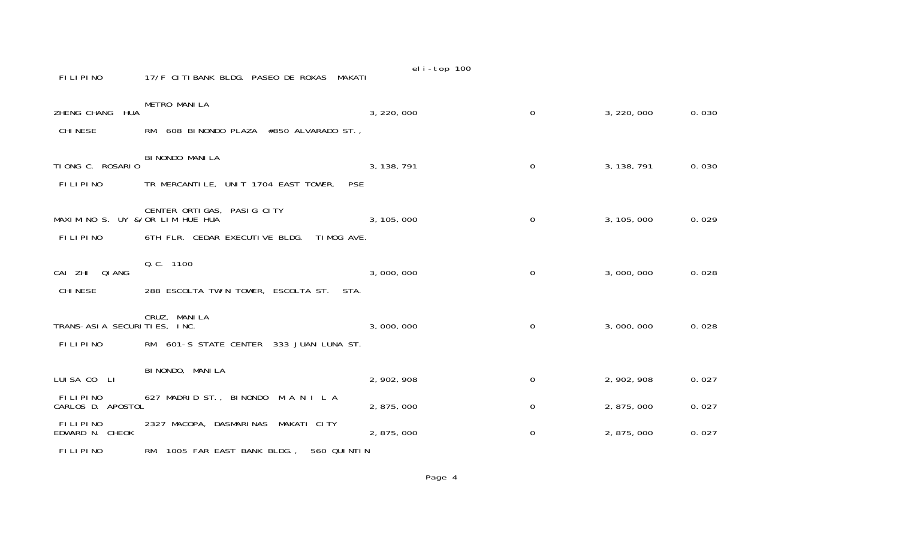| | | | | | | |
|---|---|---|---|---|---|---|
| | FILIPINO | 17/F CITIBANK BLDG. PASEO DE ROXAS MAKATI METRO MANILA | | | | |
| ZHENG CHANG HUA | CHINESE | RM 608 BINONDO PLAZA #850 ALVARADO ST., BINONDO MANILA | 3,220,000 | 0 | 3,220,000 | 0.030 |
| TIONG C. ROSARIO | FILIPINO | TR MERCANTILE, UNIT 1704 EAST TOWER, PSE CENTER ORTIGAS, PASIG CITY | 3,138,791 | 0 | 3,138,791 | 0.030 |
| MAXIMINO S. UY &/OR LIM HUE HUA | FILIPINO | 6TH FLR. CEDAR EXECUTIVE BLDG. TIMOG AVE. Q.C. 1100 | 3,105,000 | 0 | 3,105,000 | 0.029 |
| CAI ZHI QIANG | CHINESE | 288 ESCOLTA TWIN TOWER, ESCOLTA ST. STA. CRUZ, MANILA | 3,000,000 | 0 | 3,000,000 | 0.028 |
| TRANS-ASIA SECURITIES, INC. | FILIPINO | RM 601-S STATE CENTER 333 JUAN LUNA ST. BINONDO, MANILA | 3,000,000 | 0 | 3,000,000 | 0.028 |
| LUISA CO LI | FILIPINO | 627 MADRID ST., BINONDO M A N I L A | 2,902,908 | 0 | 2,902,908 | 0.027 |
| CARLOS D. APOSTOL | FILIPINO | 2327 MACOPA, DASMARINAS MAKATI CITY | 2,875,000 | 0 | 2,875,000 | 0.027 |
| EDWARD N. CHEOK | FILIPINO | RM 1005 FAR EAST BANK BLDG., 560 QUINTIN | 2,875,000 | 0 | 2,875,000 | 0.027 |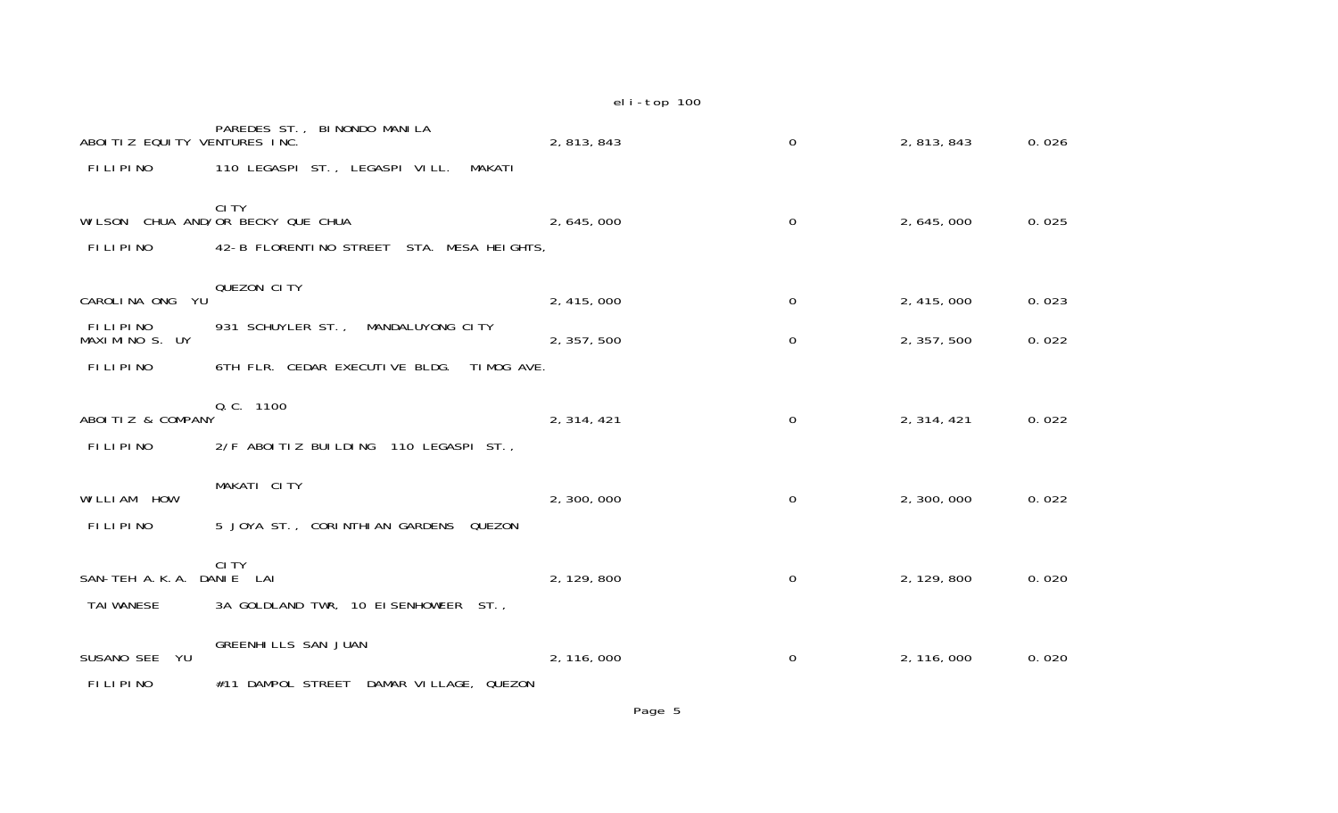| | | | | | | |
|---|---|---|---|---|---|---|
| | | PAREDES ST., BINONDO MANILA | | | | |
| ABOITIZ EQUITY VENTURES INC. | FILIPINO | 110 LEGASPI ST., LEGASPI VILL. MAKATI CITY | 2,813,843 | 0 | 2,813,843 | 0.026 |
| WILSON CHUA AND/OR BECKY QUE CHUA | FILIPINO | 42-B FLORENTINO STREET STA. MESA HEIGHTS, QUEZON CITY | 2,645,000 | 0 | 2,645,000 | 0.025 |
| CAROLINA ONG YU | FILIPINO | 931 SCHUYLER ST., MANDALUYONG CITY | 2,415,000 | 0 | 2,415,000 | 0.023 |
| MAXIMINO S. UY | FILIPINO | 6TH FLR. CEDAR EXECUTIVE BLDG. TIMOG AVE. Q.C. 1100 | 2,357,500 | 0 | 2,357,500 | 0.022 |
| ABOITIZ & COMPANY | FILIPINO | 2/F ABOITIZ BUILDING 110 LEGASPI ST., MAKATI CITY | 2,314,421 | 0 | 2,314,421 | 0.022 |
| WILLIAM HOW | FILIPINO | 5 JOYA ST., CORINTHIAN GARDENS QUEZON CITY | 2,300,000 | 0 | 2,300,000 | 0.022 |
| SAN-TEH A.K.A. DANIE LAI | TAIWANESE | 3A GOLDLAND TWR, 10 EISENHOWEER ST., GREENHILLS SAN JUAN | 2,129,800 | 0 | 2,129,800 | 0.020 |
| SUSANO SEE YU | FILIPINO | #11 DAMPOL STREET DAMAR VILLAGE, QUEZON | 2,116,000 | 0 | 2,116,000 | 0.020 |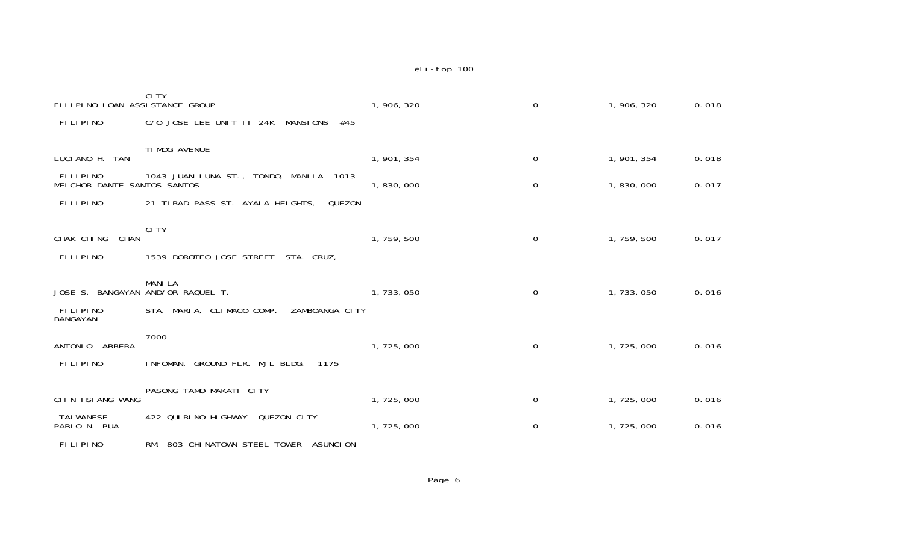| | | | | | | |
|---|---|---|---|---|---|---|
| | | CITY | | | | |
| FILIPINO LOAN ASSISTANCE GROUP | FILIPINO | C/O JOSE LEE UNIT II 24K MANSIONS #45 TIMOG AVENUE | 1,906,320 | 0 | 1,906,320 | 0.018 |
| LUCIANO H. TAN | FILIPINO | 1043 JUAN LUNA ST., TONDO, MANILA 1013 | 1,901,354 | 0 | 1,901,354 | 0.018 |
| MELCHOR DANTE SANTOS SANTOS | FILIPINO | 21 TIRAD PASS ST. AYALA HEIGHTS, QUEZON CITY | 1,830,000 | 0 | 1,830,000 | 0.017 |
| CHAK CHING CHAN | FILIPINO | 1539 DOROTEO JOSE STREET STA. CRUZ, MANILA | 1,759,500 | 0 | 1,759,500 | 0.017 |
| JOSE S. BANGAYAN AND/OR RAQUEL T. BANGAYAN | FILIPINO | STA. MARIA, CLIMACO COMP. ZAMBOANGA CITY 7000 | 1,733,050 | 0 | 1,733,050 | 0.016 |
| ANTONIO ABRERA | FILIPINO | INFOMAN, GROUND FLR. MJL BLDG. 1175 PASONG TAMO MAKATI CITY | 1,725,000 | 0 | 1,725,000 | 0.016 |
| CHIN HSIANG WANG | TAIWANESE | 422 QUIRINO HIGHWAY QUEZON CITY | 1,725,000 | 0 | 1,725,000 | 0.016 |
| PABLO N. PUA | FILIPINO | RM. 803 CHINATOWN STEEL TOWER ASUNCION | 1,725,000 | 0 | 1,725,000 | 0.016 |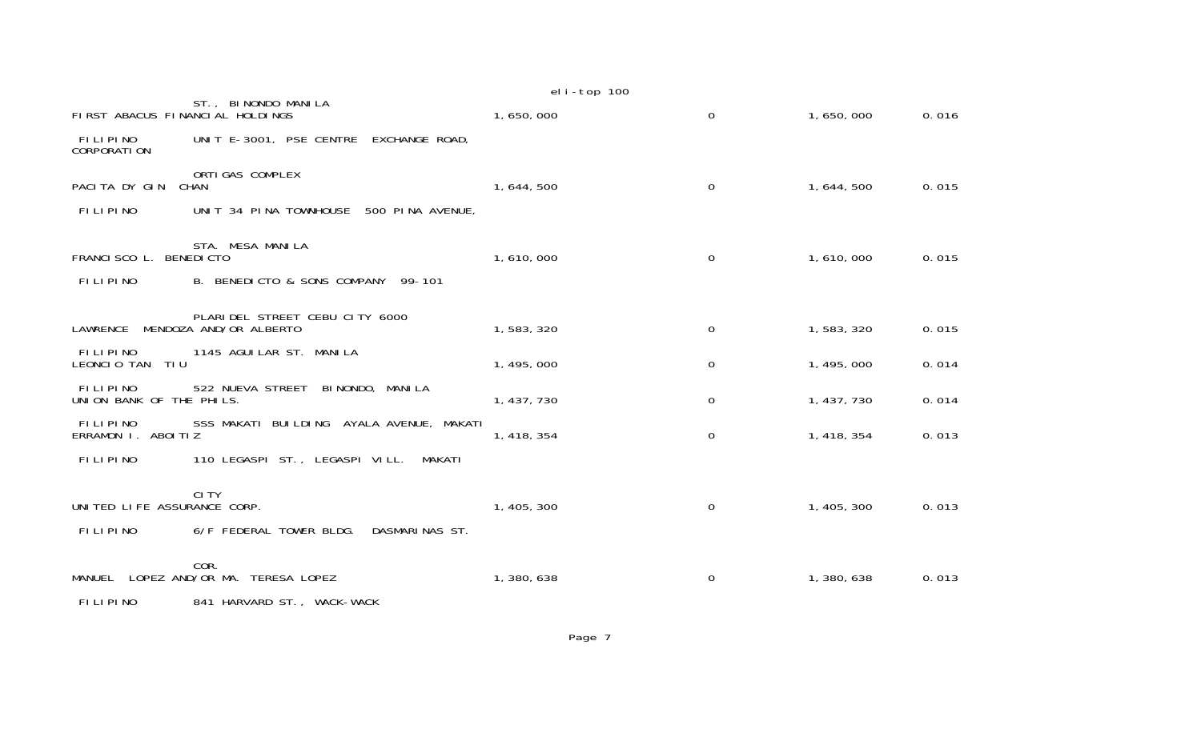| | | | | | | |
|---|---|---|---|---|---|---|
| | | ST., BINONDO MANILA | | | | |
| FIRST ABACUS FINANCIAL HOLDINGS CORPORATION | FILIPINO | UNIT E-3001, PSE CENTRE EXCHANGE ROAD, ORTIGAS COMPLEX | 1,650,000 | 0 | 1,650,000 | 0.016 |
| PACITA DY GIN CHAN | FILIPINO | UNIT 34 PINA TOWNHOUSE 500 PINA AVENUE, STA. MESA MANILA | 1,644,500 | 0 | 1,644,500 | 0.015 |
| FRANCISCO L. BENEDICTO | FILIPINO | B. BENEDICTO & SONS COMPANY 99-101 PLARIDEL STREET CEBU CITY 6000 | 1,610,000 | 0 | 1,610,000 | 0.015 |
| LAWRENCE MENDOZA AND/OR ALBERTO | FILIPINO | 1145 AGUILAR ST. MANILA | 1,583,320 | 0 | 1,583,320 | 0.015 |
| LEONCIO TAN TIU | FILIPINO | 522 NUEVA STREET BINONDO, MANILA | 1,495,000 | 0 | 1,495,000 | 0.014 |
| UNION BANK OF THE PHILS. | FILIPINO | SSS MAKATI BUILDING AYALA AVENUE, MAKATI | 1,437,730 | 0 | 1,437,730 | 0.014 |
| ERRAMON I. ABOITIZ | FILIPINO | 110 LEGASPI ST., LEGASPI VILL. MAKATI CITY | 1,418,354 | 0 | 1,418,354 | 0.013 |
| UNITED LIFE ASSURANCE CORP. | FILIPINO | 6/F FEDERAL TOWER BLDG. DASMARINAS ST. COR. | 1,405,300 | 0 | 1,405,300 | 0.013 |
| MANUEL LOPEZ AND/OR MA. TERESA LOPEZ | FILIPINO | 841 HARVARD ST., WACK-WACK | 1,380,638 | 0 | 1,380,638 | 0.013 |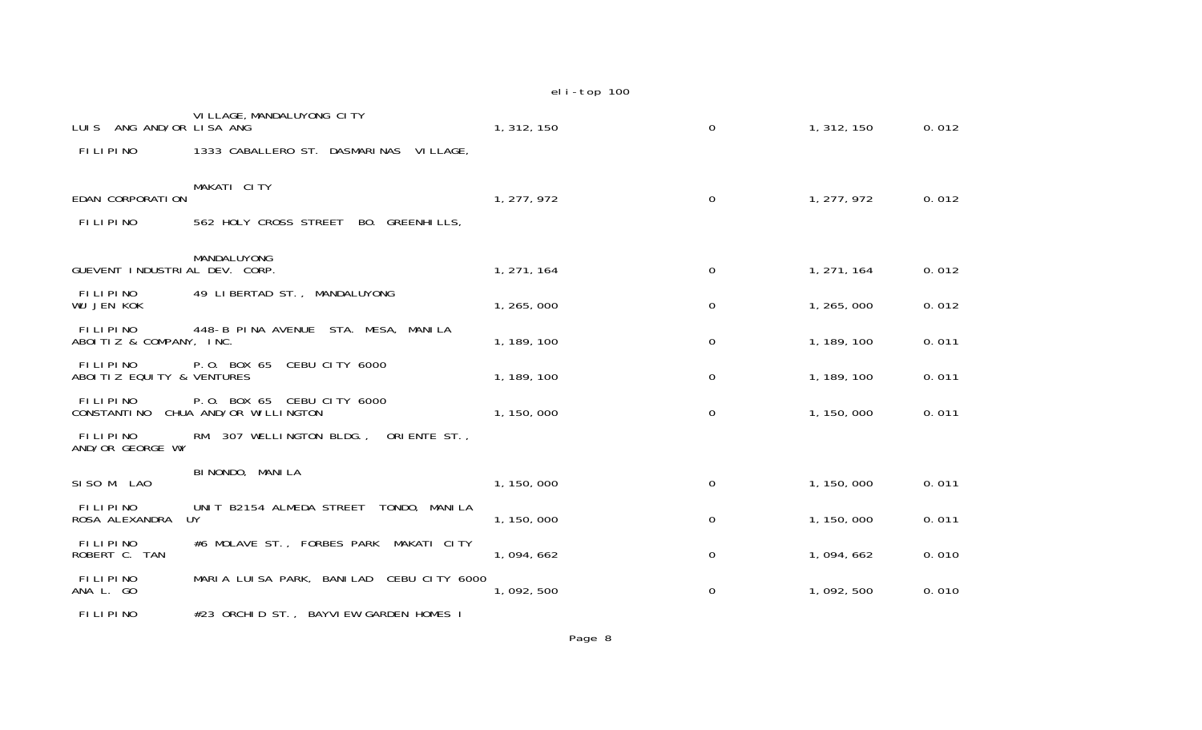| Name / Nationality | Address | Shares | | Total | % |
|---|---|---|---|---|---|
| | VILLAGE, MANDALUYONG CITY | | | | |
| LUIS ANG AND/OR LISA ANG | | 1,312,150 | 0 | 1,312,150 | 0.012 |
| FILIPINO | 1333 CABALLERO ST. DASMARINAS VILLAGE, MAKATI CITY | | | | |
| EDAN CORPORATION | | 1,277,972 | 0 | 1,277,972 | 0.012 |
| FILIPINO | 562 HOLY CROSS STREET BO. GREENHILLS, MANDALUYONG | | | | |
| GUEVENT INDUSTRIAL DEV. CORP. | | 1,271,164 | 0 | 1,271,164 | 0.012 |
| FILIPINO | 49 LIBERTAD ST., MANDALUYONG | | | | |
| WU JEN KOK | | 1,265,000 | 0 | 1,265,000 | 0.012 |
| FILIPINO | 448-B PINA AVENUE STA. MESA, MANILA | | | | |
| ABOITIZ & COMPANY, INC. | | 1,189,100 | 0 | 1,189,100 | 0.011 |
| FILIPINO | P.O. BOX 65 CEBU CITY 6000 | | | | |
| ABOITIZ EQUITY & VENTURES | | 1,189,100 | 0 | 1,189,100 | 0.011 |
| FILIPINO | P.O. BOX 65 CEBU CITY 6000 | | | | |
| CONSTANTINO CHUA AND/OR WILLINGTON AND/OR GEORGE WY | | 1,150,000 | 0 | 1,150,000 | 0.011 |
| FILIPINO | RM. 307 WELLINGTON BLDG., ORIENTE ST., BINONDO, MANILA | | | | |
| SISO M. LAO | | 1,150,000 | 0 | 1,150,000 | 0.011 |
| FILIPINO | UNIT B2154 ALMEDA STREET TONDO, MANILA | | | | |
| ROSA ALEXANDRA UY | | 1,150,000 | 0 | 1,150,000 | 0.011 |
| FILIPINO | #6 MOLAVE ST., FORBES PARK MAKATI CITY | | | | |
| ROBERT C. TAN | | 1,094,662 | 0 | 1,094,662 | 0.010 |
| FILIPINO | MARIA LUISA PARK, BANILAD CEBU CITY 6000 | | | | |
| ANA L. GO | | 1,092,500 | 0 | 1,092,500 | 0.010 |
| FILIPINO | #23 ORCHID ST., BAYVIEW GARDEN HOMES I | | | | |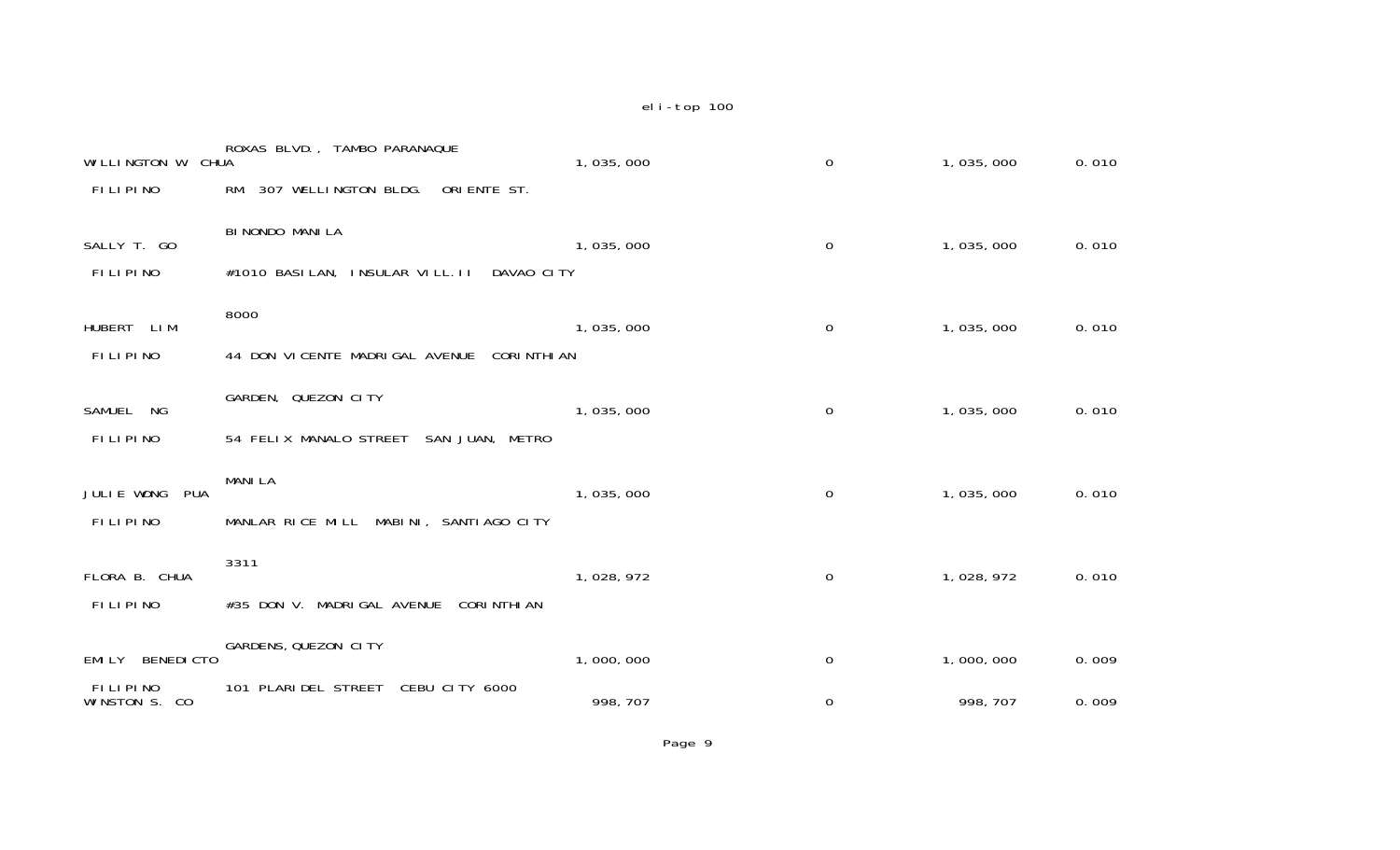| | | | | | |
|---|---|---|---|---|---|
| | ROXAS BLVD., TAMBO PARANAQUE | | | | |
| WILLINGTON W CHUA | | 1,035,000 | 0 | 1,035,000 | 0.010 |
| FILIPINO | RM 307 WELLINGTON BLDG. ORIENTE ST. | | | | |
| | BINONDO MANILA | | | | |
| SALLY T. GO | | 1,035,000 | 0 | 1,035,000 | 0.010 |
| FILIPINO | #1010 BASILAN, INSULAR VILL.II DAVAO CITY | | | | |
| | 8000 | | | | |
| HUBERT LIM | | 1,035,000 | 0 | 1,035,000 | 0.010 |
| FILIPINO | 44 DON VICENTE MADRIGAL AVENUE CORINTHIAN | | | | |
| | GARDEN, QUEZON CITY | | | | |
| SAMUEL NG | | 1,035,000 | 0 | 1,035,000 | 0.010 |
| FILIPINO | 54 FELIX MANALO STREET SAN JUAN, METRO | | | | |
| | MANILA | | | | |
| JULIE WONG PUA | | 1,035,000 | 0 | 1,035,000 | 0.010 |
| FILIPINO | MANLAR RICE MILL MABINI, SANTIAGO CITY | | | | |
| | 3311 | | | | |
| FLORA B. CHUA | | 1,028,972 | 0 | 1,028,972 | 0.010 |
| FILIPINO | #35 DON V. MADRIGAL AVENUE CORINTHIAN | | | | |
| | GARDENS, QUEZON CITY | | | | |
| EMILY BENEDICTO | | 1,000,000 | 0 | 1,000,000 | 0.009 |
| FILIPINO | 101 PLARIDEL STREET CEBU CITY 6000 | | | | |
| WINSTON S. CO | | 998,707 | 0 | 998,707 | 0.009 |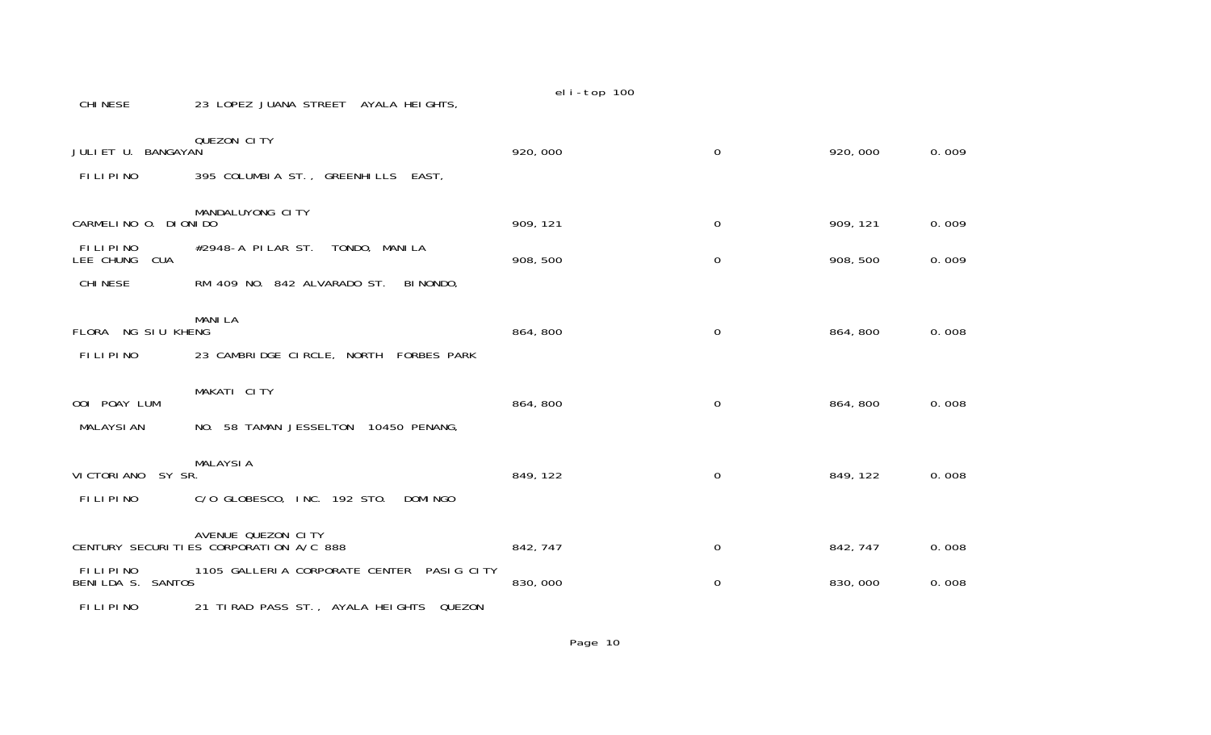| | | | | | |
|---|---|---|---|---|---|
| CHINESE | 23 LOPEZ JUANA STREET AYALA HEIGHTS, QUEZON CITY | | | | |
| JULIET U. BANGAYAN | | 920,000 | 0 | 920,000 | 0.009 |
| FILIPINO | 395 COLUMBIA ST., GREENHILLS EAST, MANDALUYONG CITY | | | | |
| CARMELINO O. DIONIDO | | 909,121 | 0 | 909,121 | 0.009 |
| FILIPINO | #2948-A PILAR ST. TONDO, MANILA | | | | |
| LEE CHUNG CUA | | 908,500 | 0 | 908,500 | 0.009 |
| CHINESE | RM 409 NO. 842 ALVARADO ST. BINONDO, MANILA | | | | |
| FLORA NG SIU KHENG | | 864,800 | 0 | 864,800 | 0.008 |
| FILIPINO | 23 CAMBRIDGE CIRCLE, NORTH FORBES PARK MAKATI CITY | | | | |
| OOI POAY LUM | | 864,800 | 0 | 864,800 | 0.008 |
| MALAYSIAN | NO. 58 TAMAN JESSELTON 10450 PENANG, MALAYSIA | | | | |
| VICTORIANO SY SR. | | 849,122 | 0 | 849,122 | 0.008 |
| FILIPINO | C/O GLOBESCO, INC. 192 STO. DOMINGO AVENUE QUEZON CITY | | | | |
| CENTURY SECURITIES CORPORATION A/C 888 | | 842,747 | 0 | 842,747 | 0.008 |
| FILIPINO | 1105 GALLERIA CORPORATE CENTER PASIG CITY | | | | |
| BENILDA S. SANTOS | | 830,000 | 0 | 830,000 | 0.008 |
| FILIPINO | 21 TIRAD PASS ST., AYALA HEIGHTS QUEZON | | | | |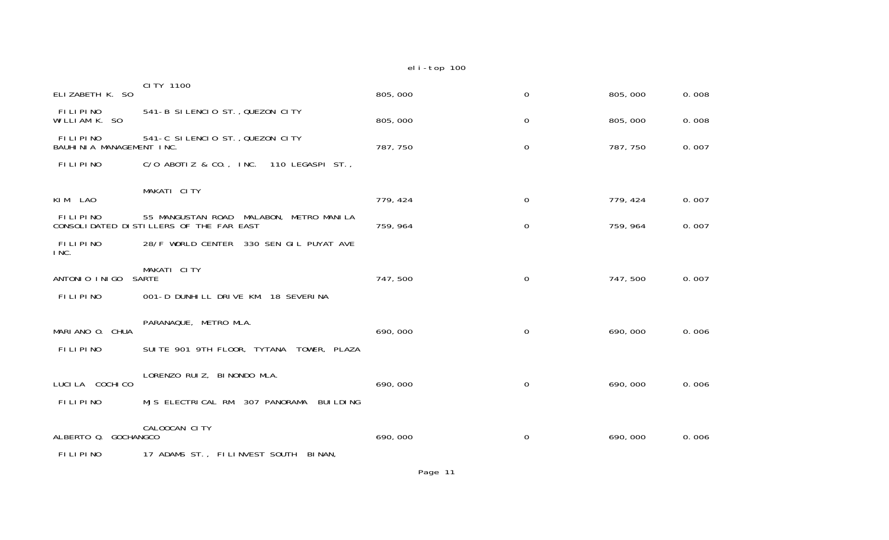| | | | | | |
|---|---|---|---|---|---|
| ELIZABETH K. SO | CITY 1100 | 805,000 | 0 | 805,000 | 0.008 |
| FILIPINO | 541-B SILENCIO ST., QUEZON CITY | | | | |
| WILLIAM K. SO | | 805,000 | 0 | 805,000 | 0.008 |
| FILIPINO | 541-C SILENCIO ST., QUEZON CITY | | | | |
| BAUHINIA MANAGEMENT INC. | | 787,750 | 0 | 787,750 | 0.007 |
| FILIPINO | C/O ABOTIZ & CO., INC. 110 LEGASPI ST., | | | | |
| KIM LAO | MAKATI CITY | 779,424 | 0 | 779,424 | 0.007 |
| FILIPINO | 55 MANGUSTAN ROAD MALABON, METRO MANILA | | | | |
| CONSOLIDATED DISTILLERS OF THE FAR EAST INC. | | 759,964 | 0 | 759,964 | 0.007 |
| FILIPINO | 28/F WORLD CENTER 330 SEN GIL PUYAT AVE | | | | |
| ANTONIO INIGO SARTE | MAKATI CITY | 747,500 | 0 | 747,500 | 0.007 |
| FILIPINO | 001-D DUNHILL DRIVE KM. 18 SEVERINA | | | | |
| MARIANO O. CHUA | PARANAQUE, METRO MLA. | 690,000 | 0 | 690,000 | 0.006 |
| FILIPINO | SUITE 901 9TH FLOOR, TYTANA TOWER, PLAZA | | | | |
| LUCILA COCHICO | LORENZO RUIZ, BINONDO MLA. | 690,000 | 0 | 690,000 | 0.006 |
| FILIPINO | MJS ELECTRICAL RM. 307 PANORAMA BUILDING | | | | |
| ALBERTO Q. GOCHANGCO | CALOOCAN CITY | 690,000 | 0 | 690,000 | 0.006 |
| FILIPINO | 17 ADAMS ST., FILINVEST SOUTH BINAN, | | | | |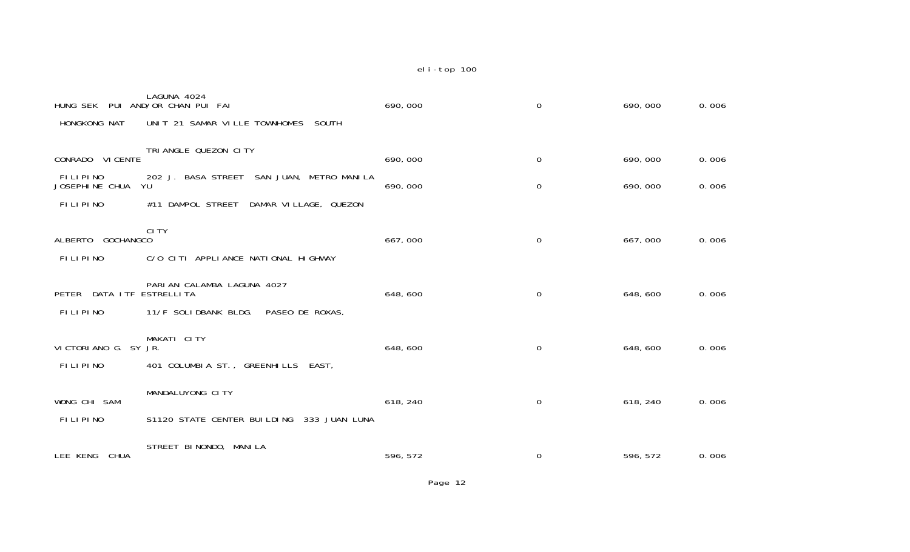| | | | | | |
|---|---|---|---|---|---|
| | LAGUNA 4024 | | | | |
| HUNG SEK PUI AND/OR CHAN PUI FAI | | 690,000 | 0 | 690,000 | 0.006 |
| HONGKONG NAT | UNIT 21 SAMAR VILLE TOWNHOMES SOUTH | | | | |
| | TRIANGLE QUEZON CITY | | | | |
| CONRADO VICENTE | | 690,000 | 0 | 690,000 | 0.006 |
| FILIPINO | 202 J. BASA STREET SAN JUAN, METRO MANILA | | | | |
| JOSEPHINE CHUA YU | | 690,000 | 0 | 690,000 | 0.006 |
| FILIPINO | #11 DAMPOL STREET DAMAR VILLAGE, QUEZON | | | | |
| | CITY | | | | |
| ALBERTO GOCHANGCO | | 667,000 | 0 | 667,000 | 0.006 |
| FILIPINO | C/O CITI APPLIANCE NATIONAL HIGHWAY | | | | |
| | PARIAN CALAMBA LAGUNA 4027 | | | | |
| PETER DATA ITF ESTRELLITA | | 648,600 | 0 | 648,600 | 0.006 |
| FILIPINO | 11/F SOLIDBANK BLDG. PASEO DE ROXAS, | | | | |
| | MAKATI CITY | | | | |
| VICTORIANO G. SY JR. | | 648,600 | 0 | 648,600 | 0.006 |
| FILIPINO | 401 COLUMBIA ST., GREENHILLS EAST, | | | | |
| | MANDALUYONG CITY | | | | |
| WONG CHI SAM | | 618,240 | 0 | 618,240 | 0.006 |
| FILIPINO | S1120 STATE CENTER BUILDING 333 JUAN LUNA | | | | |
| | STREET BINONDO, MANILA | | | | |
| LEE KENG CHUA | | 596,572 | 0 | 596,572 | 0.006 |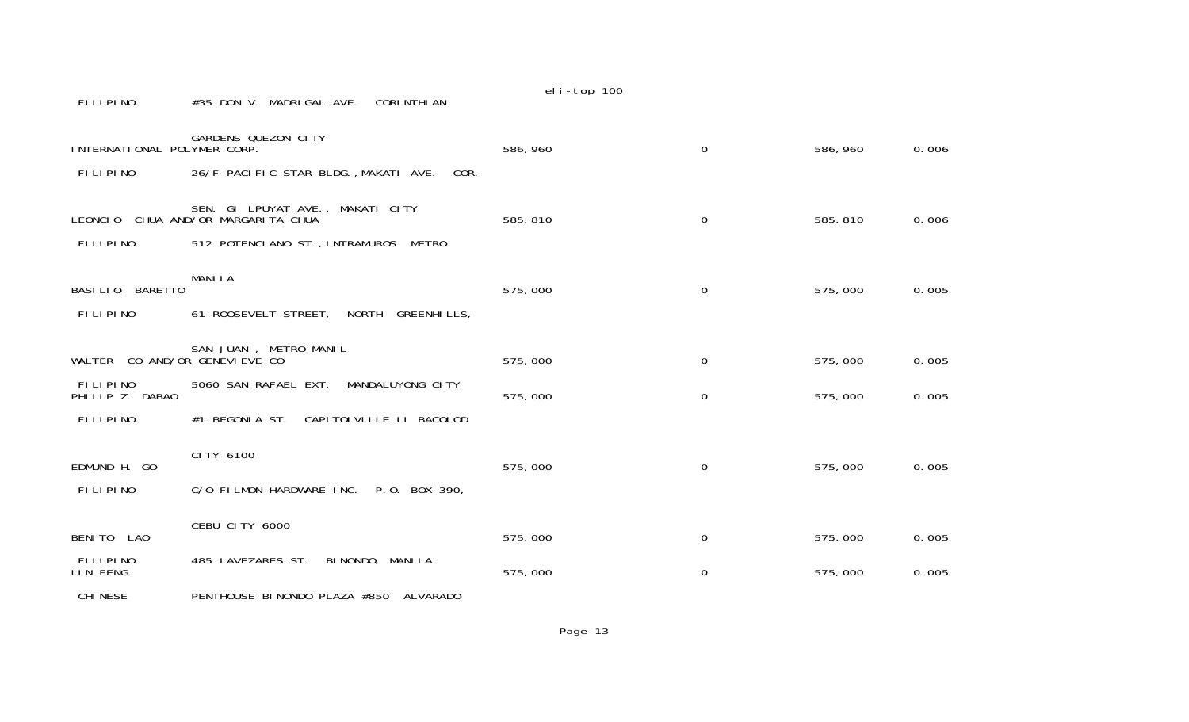| | | | | | |
|---|---|---|---|---|---|
| FILIPINO | #35 DON V. MADRIGAL AVE. CORINTHIAN GARDENS QUEZON CITY | | | | |
| INTERNATIONAL POLYMER CORP. | | 586,960 | 0 | 586,960 | 0.006 |
| FILIPINO | 26/F PACIFIC STAR BLDG., MAKATI AVE. COR. SEN. GIL PUYAT AVE., MAKATI CITY | | | | |
| LEONCIO CHUA AND/OR MARGARITA CHUA | | 585,810 | 0 | 585,810 | 0.006 |
| FILIPINO | 512 POTENCIANO ST., INTRAMUROS METRO MANILA | | | | |
| BASILIO BARETTO | | 575,000 | 0 | 575,000 | 0.005 |
| FILIPINO | 61 ROOSEVELT STREET, NORTH GREENHILLS, SAN JUAN, METRO MANIL | | | | |
| WALTER CO AND/OR GENEVIEVE CO | | 575,000 | 0 | 575,000 | 0.005 |
| FILIPINO | 5060 SAN RAFAEL EXT. MANDALUYONG CITY | | | | |
| PHILIP Z. DABAO | | 575,000 | 0 | 575,000 | 0.005 |
| FILIPINO | #1 BEGONIA ST. CAPITOLVILLE II BACOLOD CITY 6100 | | | | |
| EDMUND H. GO | | 575,000 | 0 | 575,000 | 0.005 |
| FILIPINO | C/O FILMON HARDWARE INC. P.O. BOX 390, CEBU CITY 6000 | | | | |
| BENITO LAO | | 575,000 | 0 | 575,000 | 0.005 |
| FILIPINO | 485 LAVEZARES ST. BINONDO, MANILA | | | | |
| LIN FENG | | 575,000 | 0 | 575,000 | 0.005 |
| CHINESE | PENTHOUSE BINONDO PLAZA #850 ALVARADO | | | | |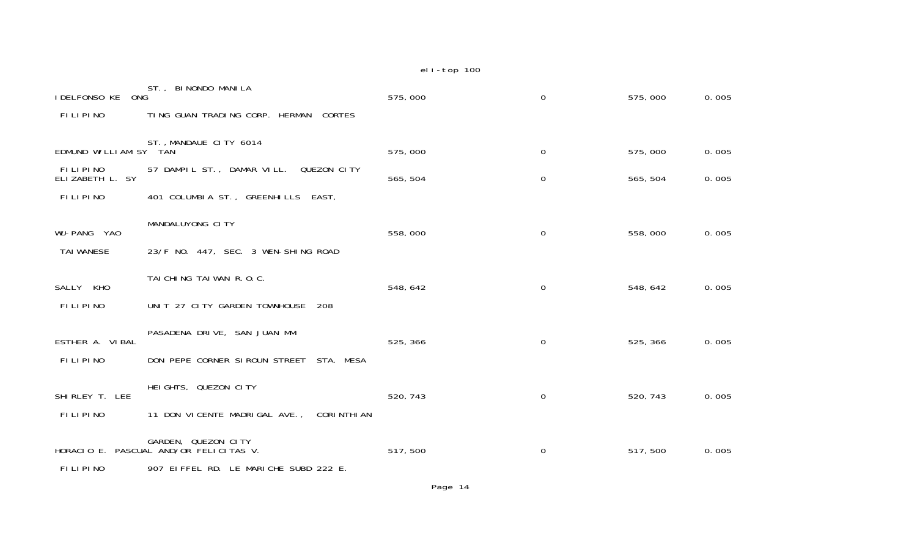| Name | Nationality / Address | | | | |
|---|---|---|---|---|---|
| | ST., BINONDO MANILA | | | | |
| IDELFONSO KE ONG | | 575,000 | 0 | 575,000 | 0.005 |
| FILIPINO | TING GUAN TRADING CORP. HERMAN CORTES | | | | |
| | ST., MANDAUE CITY 6014 | | | | |
| EDMUND WILLIAM SY TAN | | 575,000 | 0 | 575,000 | 0.005 |
| FILIPINO | 57 DAMPIL ST., DAMAR VILL. QUEZON CITY | | | | |
| ELIZABETH L. SY | | 565,504 | 0 | 565,504 | 0.005 |
| FILIPINO | 401 COLUMBIA ST., GREENHILLS EAST, | | | | |
| | MANDALUYONG CITY | | | | |
| WU-PANG YAO | | 558,000 | 0 | 558,000 | 0.005 |
| TAIWANESE | 23/F NO. 447, SEC. 3 WEN-SHING ROAD | | | | |
| | TAICHING TAIWAN R.O.C. | | | | |
| SALLY KHO | | 548,642 | 0 | 548,642 | 0.005 |
| FILIPINO | UNIT 27 CITY GARDEN TOWNHOUSE 208 | | | | |
| | PASADENA DRIVE, SAN JUAN MM | | | | |
| ESTHER A. VIBAL | | 525,366 | 0 | 525,366 | 0.005 |
| FILIPINO | DON PEPE CORNER SIROUN STREET STA. MESA | | | | |
| | HEIGHTS, QUEZON CITY | | | | |
| SHIRLEY T. LEE | | 520,743 | 0 | 520,743 | 0.005 |
| FILIPINO | 11 DON VICENTE MADRIGAL AVE., CORINTHIAN | | | | |
| | GARDEN, QUEZON CITY | | | | |
| HORACIO E. PASCUAL AND/OR FELICITAS V. | | 517,500 | 0 | 517,500 | 0.005 |
| FILIPINO | 907 EIFFEL RD. LE MARICHE SUBD 222 E. | | | | |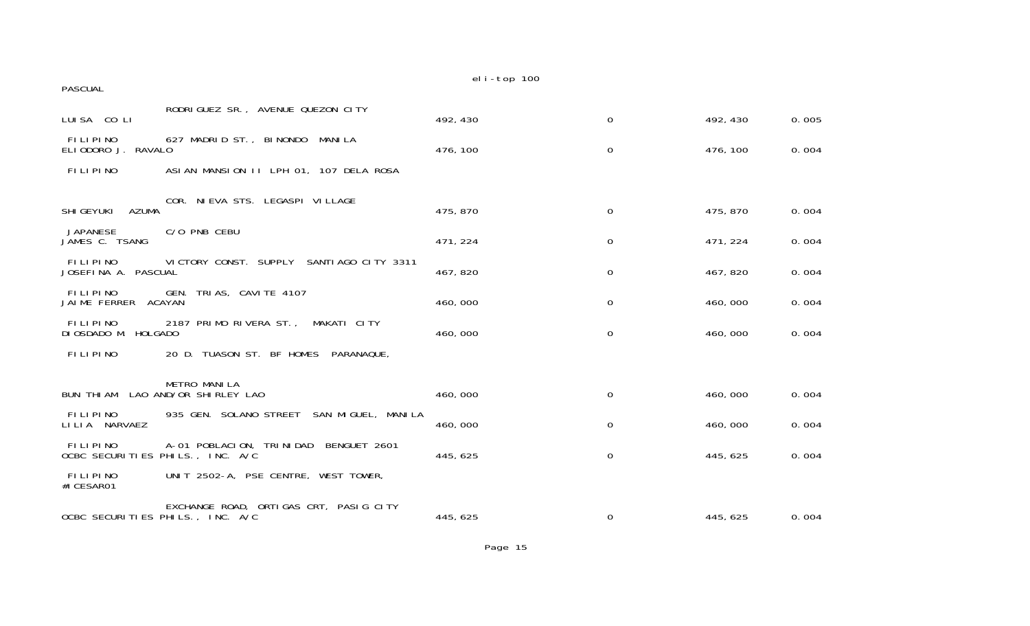PASCUAL
RODRIGUEZ SR., AVENUE QUEZON CITY

| | | | | | | |
|---|---|---|---|---|---|---|
| LUISA CO LI | FILIPINO | 627 MADRID ST., BINONDO MANILA | 492,430 | 0 | 492,430 | 0.005 |
| ELIODORO J. RAVALO | FILIPINO | ASIAN MANSION II LPH 01, 107 DELA ROSA COR. NIEVA STS. LEGASPI VILLAGE | 476,100 | 0 | 476,100 | 0.004 |
| SHIGEYUKI AZUMA | JAPANESE | C/O PNB CEBU | 475,870 | 0 | 475,870 | 0.004 |
| JAMES C. TSANG | FILIPINO | VICTORY CONST. SUPPLY SANTIAGO CITY 3311 | 471,224 | 0 | 471,224 | 0.004 |
| JOSEFINA A. PASCUAL | FILIPINO | GEN. TRIAS, CAVITE 4107 | 467,820 | 0 | 467,820 | 0.004 |
| JAIME FERRER ACAYAN | FILIPINO | 2187 PRIMO RIVERA ST., MAKATI CITY | 460,000 | 0 | 460,000 | 0.004 |
| DIOSDADO M. HOLGADO | FILIPINO | 20 D. TUASON ST. BF HOMES PARANAQUE, METRO MANILA | 460,000 | 0 | 460,000 | 0.004 |
| BUN THIAM LAO AND/OR SHIRLEY LAO | FILIPINO | 935 GEN. SOLANO STREET SAN MIGUEL, MANILA | 460,000 | 0 | 460,000 | 0.004 |
| LILIA NARVAEZ | FILIPINO | A-01 POBLACION, TRINIDAD BENGUET 2601 | 460,000 | 0 | 460,000 | 0.004 |
| OCBC SECURITIES PHILS., INC. A/C #ICESAR01 | FILIPINO | UNIT 2502-A, PSE CENTRE, WEST TOWER, EXCHANGE ROAD, ORTIGAS CRT, PASIG CITY | 445,625 | 0 | 445,625 | 0.004 |
| OCBC SECURITIES PHILS., INC. A/C | | | 445,625 | 0 | 445,625 | 0.004 |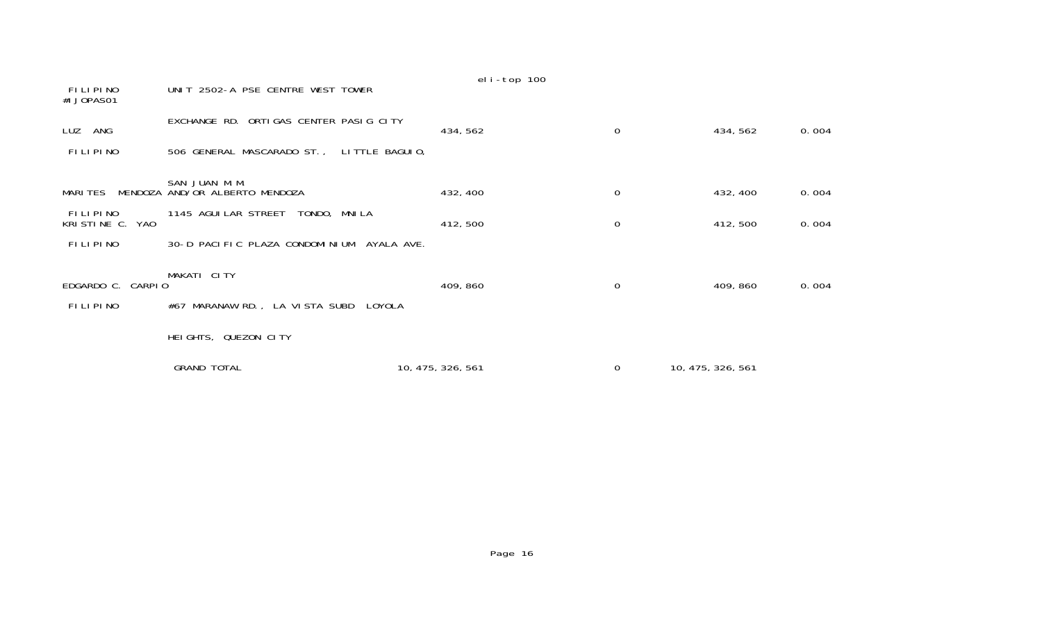| | | | | | |
|---|---|---|---|---|---|
| FILIPINO<br>#IJOPAS01 | UNIT 2502-A PSE CENTRE WEST TOWER | | | | |
| | EXCHANGE RD. ORTIGAS CENTER PASIG CITY | | | | |
| LUZ ANG | | 434,562 | 0 | 434,562 | 0.004 |
| FILIPINO | 506 GENERAL MASCARADO ST., LITTLE BAGUIO, | | | | |
| | SAN JUAN M.M. | | | | |
| MARITES MENDOZA AND/OR ALBERTO MENDOZA | | 432,400 | 0 | 432,400 | 0.004 |
| FILIPINO | 1145 AGUILAR STREET TONDO, MNILA | | | | |
| KRISTINE C. YAO | | 412,500 | 0 | 412,500 | 0.004 |
| FILIPINO | 30-D PACIFIC PLAZA CONDOMINIUM AYALA AVE. | | | | |
| | MAKATI CITY | | | | |
| EDGARDO C. CARPIO | | 409,860 | 0 | 409,860 | 0.004 |
| FILIPINO | #67 MARANAW RD., LA VISTA SUBD LOYOLA | | | | |
| | HEIGHTS, QUEZON CITY | | | | |
| | GRAND TOTAL | 10,475,326,561 | 0 | 10,475,326,561 | |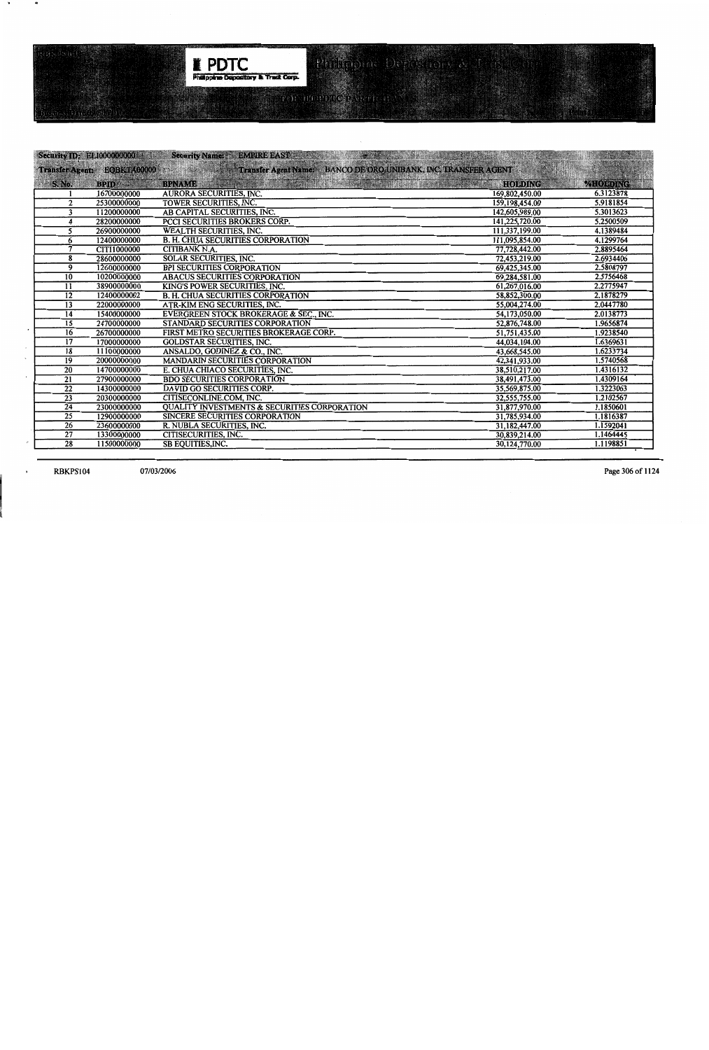PDTC
Philippine Depository & Trust Corp.

Philippine Depository & Trust Corp.

TOP 100 PDTC PARTICIPANTS

**Security ID:** EI.1000000000 **Security Name:** EMPIRE EAST

**Transfer Agent:** EQBKTA00000 **Transfer Agent Name:** BANCO DE ORO UNIBANK, INC. TRANSFER AGENT

| S. No. | BPID | BPNAME | HOLDING | %HOLDING |
|---|---|---|---|---|
| 1 | 16700000000 | AURORA SECURITIES, INC. | 169,802,450.00 | 6.3123878 |
| 2 | 25300000000 | TOWER SECURITIES, INC. | 159,198,454.00 | 5.9181854 |
| 3 | 11200000000 | AB CAPITAL SECURITIES, INC. | 142,605,989.00 | 5.3013623 |
| 4 | 28200000000 | PCCI SECURITIES BROKERS CORP. | 141,225,720.00 | 5.2500509 |
| 5 | 26900000000 | WEALTH SECURITIES, INC. | 111,337,199.00 | 4.1389484 |
| 6 | 12400000000 | B. H. CHUA SECURITIES CORPORATION | 111,095,854.00 | 4.1299764 |
| 7 | CITI1000000 | CITIBANK N.A. | 77,728,442.00 | 2.8895464 |
| 8 | 28600000000 | SOLAR SECURITIES, INC. | 72,453,219.00 | 2.6934406 |
| 9 | 12600000000 | BPI SECURITIES CORPORATION | 69,425,345.00 | 2.5808797 |
| 10 | 10200000000 | ABACUS SECURITIES CORPORATION | 69,284,581.00 | 2.5756468 |
| 11 | 38900000000 | KING'S POWER SECURITIES, INC. | 61,267,016.00 | 2.2775947 |
| 12 | 12400000062 | B. H. CHUA SECURITIES CORPORATION | 58,852,300.00 | 2.1878279 |
| 13 | 22000000000 | ATR-KIM ENG SECURITIES, INC. | 55,004,274.00 | 2.0447780 |
| 14 | 15400000000 | EVERGREEN STOCK BROKERAGE & SEC., INC. | 54,173,050.00 | 2.0138773 |
| 15 | 24700000000 | STANDARD SECURITIES CORPORATION | 52,876,748.00 | 1.9656874 |
| 16 | 26700000000 | FIRST METRO SECURITIES BROKERAGE CORP. | 51,751,435.00 | 1.9238540 |
| 17 | 17000000000 | GOLDSTAR SECURITIES, INC. | 44,034,104.00 | 1.6369631 |
| 18 | 11100000000 | ANSALDO, GODINEZ & CO., INC. | 43,668,545.00 | 1.6233734 |
| 19 | 20000000000 | MANDARIN SECURITIES CORPORATION | 42,341,933.00 | 1.5740568 |
| 20 | 14700000000 | E. CHUA CHIACO SECURITIES, INC. | 38,510,217.00 | 1.4316132 |
| 21 | 27900000000 | BDO SECURITIES CORPORATION | 38,491,473.00 | 1.4309164 |
| 22 | 14300000000 | DAVID GO SECURITIES CORP. | 35,569,875.00 | 1.3223063 |
| 23 | 20300000000 | CITISECONLINE.COM, INC. | 32,555,755.00 | 1.2102567 |
| 24 | 23000000000 | QUALITY INVESTMENTS & SECURITIES CORPORATION | 31,877,970.00 | 1.1850601 |
| 25 | 12900000000 | SINCERE SECURITIES CORPORATION | 31,785,934.00 | 1.1816387 |
| 26 | 23600000000 | R. NUBLA SECURITIES, INC. | 31,182,447.00 | 1.1592041 |
| 27 | 13300000000 | CITISECURITIES, INC. | 30,839,214.00 | 1.1464445 |
| 28 | 11500000000 | SB EQUITIES,INC. | 30,124,770.00 | 1.1198851 |

RBKPS104 07/03/2006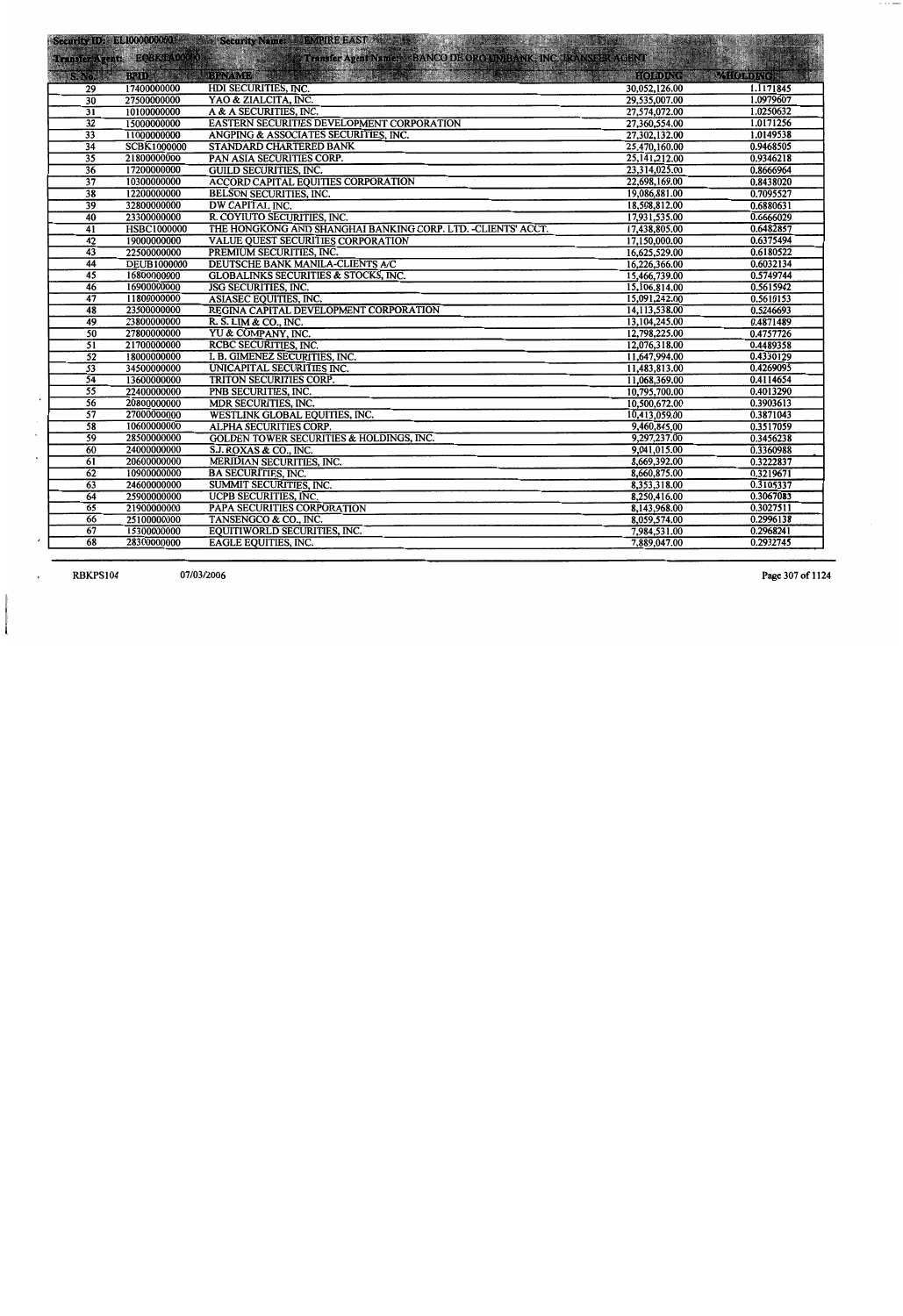Security ID: EL1000000000 Security Name: EMPIRE EAST

Transfer Agent: EOBKTA00000 Transfer Agent Name: BANCO DE ORO UNIBANK, INC. TRANSFER AGENT

| S. No. | BPID | BPNAME | HOLDING | %HOLDING |
|---|---|---|---|---|
| 29 | 17400000000 | HDI SECURITIES, INC. | 30,052,126.00 | 1.1171845 |
| 30 | 27500000000 | YAO & ZIALCITA, INC. | 29,535,007.00 | 1.0979607 |
| 31 | 10100000000 | A & A SECURITIES, INC. | 27,574,072.00 | 1.0250632 |
| 32 | 15000000000 | EASTERN SECURITIES DEVELOPMENT CORPORATION | 27,360,554.00 | 1.0171256 |
| 33 | 11000000000 | ANGPING & ASSOCIATES SECURITIES, INC. | 27,302,132.00 | 1.0149538 |
| 34 | SCBK1000000 | STANDARD CHARTERED BANK | 25,470,160.00 | 0.9468505 |
| 35 | 21800000000 | PAN ASIA SECURITIES CORP. | 25,141,212.00 | 0.9346218 |
| 36 | 17200000000 | GUILD SECURITIES, INC. | 23,314,025.00 | 0.8666964 |
| 37 | 10300000000 | ACCORD CAPITAL EQUITIES CORPORATION | 22,698,169.00 | 0.8438020 |
| 38 | 12200000000 | BELSON SECURITIES, INC. | 19,086,881.00 | 0.7095527 |
| 39 | 32800000000 | DW CAPITAL INC. | 18,508,812.00 | 0.6880631 |
| 40 | 23300000000 | R. COYIUTO SECURITIES, INC. | 17,931,535.00 | 0.6666029 |
| 41 | HSBC1000000 | THE HONGKONG AND SHANGHAI BANKING CORP. LTD. -CLIENTS' ACCT. | 17,438,805.00 | 0.6482857 |
| 42 | 19000000000 | VALUE QUEST SECURITIES CORPORATION | 17,150,000.00 | 0.6375494 |
| 43 | 22500000000 | PREMIUM SECURITIES, INC. | 16,625,529.00 | 0.6180522 |
| 44 | DEUB1000000 | DEUTSCHE BANK MANILA-CLIENTS A/C | 16,226,366.00 | 0.6032134 |
| 45 | 16800000000 | GLOBALINKS SECURITIES & STOCKS, INC. | 15,466,739.00 | 0.5749744 |
| 46 | 16900000000 | JSG SECURITIES, INC. | 15,106,814.00 | 0.5615942 |
| 47 | 11800000000 | ASIASEC EQUITIES, INC. | 15,091,242.00 | 0.5610153 |
| 48 | 23500000000 | REGINA CAPITAL DEVELOPMENT CORPORATION | 14,113,538.00 | 0.5246693 |
| 49 | 23800000000 | R. S. LIM & CO., INC. | 13,104,245.00 | 0.4871489 |
| 50 | 27800000000 | YU & COMPANY, INC. | 12,798,225.00 | 0.4757726 |
| 51 | 21700000000 | RCBC SECURITIES, INC. | 12,076,318.00 | 0.4489358 |
| 52 | 18000000000 | I. B. GIMENEZ SECURITIES, INC. | 11,647,994.00 | 0.4330129 |
| 53 | 34500000000 | UNICAPITAL SECURITIES INC. | 11,483,813.00 | 0.4269095 |
| 54 | 13600000000 | TRITON SECURITIES CORP. | 11,068,369.00 | 0.4114654 |
| 55 | 22400000000 | PNB SECURITIES, INC. | 10,795,700.00 | 0.4013290 |
| 56 | 20800000000 | MDR SECURITIES, INC. | 10,500,672.00 | 0.3903613 |
| 57 | 27000000000 | WESTLINK GLOBAL EQUITIES, INC. | 10,413,059.00 | 0.3871043 |
| 58 | 10600000000 | ALPHA SECURITIES CORP. | 9,460,845.00 | 0.3517059 |
| 59 | 28500000000 | GOLDEN TOWER SECURITIES & HOLDINGS, INC. | 9,297,237.00 | 0.3456238 |
| 60 | 24000000000 | S.J. ROXAS & CO., INC. | 9,041,015.00 | 0.3360988 |
| 61 | 20600000000 | MERIDIAN SECURITIES, INC. | 8,669,392.00 | 0.3222837 |
| 62 | 10900000000 | BA SECURITIES, INC. | 8,660,875.00 | 0.3219671 |
| 63 | 24600000000 | SUMMIT SECURITIES, INC. | 8,353,318.00 | 0.3105337 |
| 64 | 25900000000 | UCPB SECURITIES, INC. | 8,250,416.00 | 0.3067083 |
| 65 | 21900000000 | PAPA SECURITIES CORPORATION | 8,143,968.00 | 0.3027511 |
| 66 | 25100000000 | TANSENGCO & CO., INC. | 8,059,574.00 | 0.2996138 |
| 67 | 15300000000 | EQUITIWORLD SECURITIES, INC. | 7,984,531.00 | 0.2968241 |
| 68 | 28300000000 | EAGLE EQUITIES, INC. | 7,889,047.00 | 0.2932745 |

RBKPS104 07/03/2006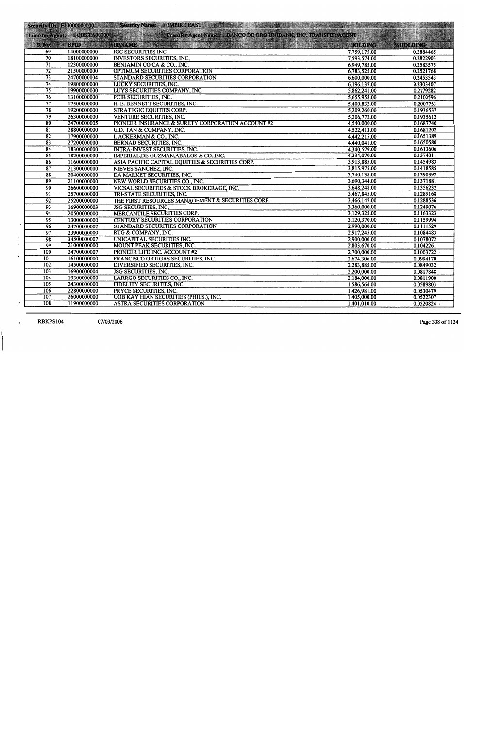Security ID: EI.1000000000 Security Name: EMPIRE EAST

Transfer Agent: BQBKTA00000 Transfer Agent Name: BANCO DE ORO UNIBANK, INC. TRANSFER AGENT

| S. No. | BPID | BPNAME | HOLDING | %HOLDING |
|---|---|---|---|---|
| 69 | 14000000000 | IGC SECURITIES INC. | 7,759,175.00 | 0.2884465 |
| 70 | 18100000000 | INVESTORS SECURITIES, INC, | 7,593,574.00 | 0.2822903 |
| 71 | 12300000000 | BENJAMIN CO CA & CO., INC. | 6,949,785.00 | 0.2583575 |
| 72 | 21500000000 | OPTIMUM SECURITIES CORPORATION | 6,783,525.00 | 0.2521768 |
| 73 | 24700000004 | STANDARD SECURITIES CORPORATION | 6,600,000.00 | 0.2453543 |
| 74 | 19800000000 | LUCKY SECURITIES, INC. | 6,196,137.00 | 0.2303407 |
| 75 | 19900000000 | LUYS SECURITIES COMPANY, INC. | 5,862,241.00 | 0.2179282 |
| 76 | 13100000000 | PCIB SECURITIES, INC. | 5,655,958.00 | 0.2102596 |
| 77 | 17500000000 | H. E. BENNETT SECURITIES, INC. | 5,400,832.00 | 0.2007753 |
| 78 | 19200000000 | STRATEGIC EQUITIES CORP. | 5,209,260.00 | 0.1936537 |
| 79 | 26300000000 | VENTURE SECURITIES, INC. | 5,206,772.00 | 0.1935612 |
| 80 | 24700000005 | PIONEER INSURANCE & SURETY CORPORATION ACCOUNT #2 | 4,540,000.00 | 0.1687740 |
| 81 | 28800000000 | G.D. TAN & COMPANY, INC. | 4,522,413.00 | 0.1681202 |
| 82 | 17900000000 | I. ACKERMAN & CO., INC. | 4,442,215.00 | 0.1651389 |
| 83 | 27200000000 | BERNAD SECURITIES, INC. | 4,440,041.00 | 0.1650580 |
| 84 | 18300000000 | INTRA-INVEST SECURITIES, INC. | 4,340,579.00 | 0.1613606 |
| 85 | 18200000000 | IMPERIAL,DE GUZMAN,ABALOS & CO.,INC. | 4,234,070.00 | 0.1574011 |
| 86 | 11600000000 | ASIA PACIFIC CAPITAL EQUITIES & SECURITIES CORP. | 3,913,885.00 | 0.1454983 |
| 87 | 21300000000 | NIEVES SANCHEZ, INC. | 3,815,975.00 | 0.1418585 |
| 88 | 20400000000 | DA MARKET SECURITIES, INC. | 3,740,138.00 | 0.1390392 |
| 89 | 21100000000 | NEW WORLD SECURITIES CO., INC. | 3,690,344.00 | 0.1371881 |
| 90 | 26600000000 | VICSAL SECURITIES & STOCK BROKERAGE, INC. | 3,648,248.00 | 0.1356232 |
| 91 | 25700000000 | TRI-STATE SECURITIES, INC. | 3,467,845.00 | 0.1289168 |
| 92 | 25200000000 | THE FIRST RESOURCES MANAGEMENT & SECURITIES CORP. | 3,466,147.00 | 0.1288536 |
| 93 | 16900000003 | JSG SECURITIES, INC. | 3,360,000.00 | 0.1249076 |
| 94 | 20500000000 | MERCANTILE SECURITIES CORP. | 3,129,325.00 | 0.1163323 |
| 95 | 13000000000 | CENTURY SECURITIES CORPORATION | 3,120,370.00 | 0.1159994 |
| 96 | 24700000002 | STANDARD SECURITIES CORPORATION | 2,990,000.00 | 0.1111529 |
| 97 | 23900000000 | RTG & COMPANY, INC. | 2,917,245.00 | 0.1084483 |
| 98 | 34500000007 | UNICAPITAL SECURITIES INC. | 2,900,000.00 | 0.1078072 |
| 99 | 21000000000 | MOUNT PEAK SECURITIES, INC. | 2,803,670.00 | 0.1042261 |
| 100 | 24700000007 | PIONEER LIFE INC. ACCOUNT #2 | 2,700,000.00 | 0.1003722 |
| 101 | 16100000000 | FRANCISCO ORTIGAS SECURITIES, INC. | 2,674,306.00 | 0.0994170 |
| 102 | 14500000000 | DIVERSIFIED SECURITIES, INC. | 2,283,885.00 | 0.0849032 |
| 103 | 16900000004 | JSG SECURITIES, INC. | 2,200,000.00 | 0.0817848 |
| 104 | 19300000000 | LARRGO SECURITIES CO., INC. | 2,184,000.00 | 0.0811900 |
| 105 | 24300000000 | FIDELITY SECURITIES, INC. | 1,586,564.00 | 0.0589803 |
| 106 | 22800000000 | PRYCE SECURITIES, INC. | 1,426,981.00 | 0.0530479 |
| 107 | 26000000000 | UOB KAY HIAN SECURITIES (PHILS.), INC. | 1,405,000.00 | 0.0522307 |
| 108 | 11900000000 | ASTRA SECURITIES CORPORATION | 1,401,010.00 | 0.0520824 |

RBKPS104 07/03/2006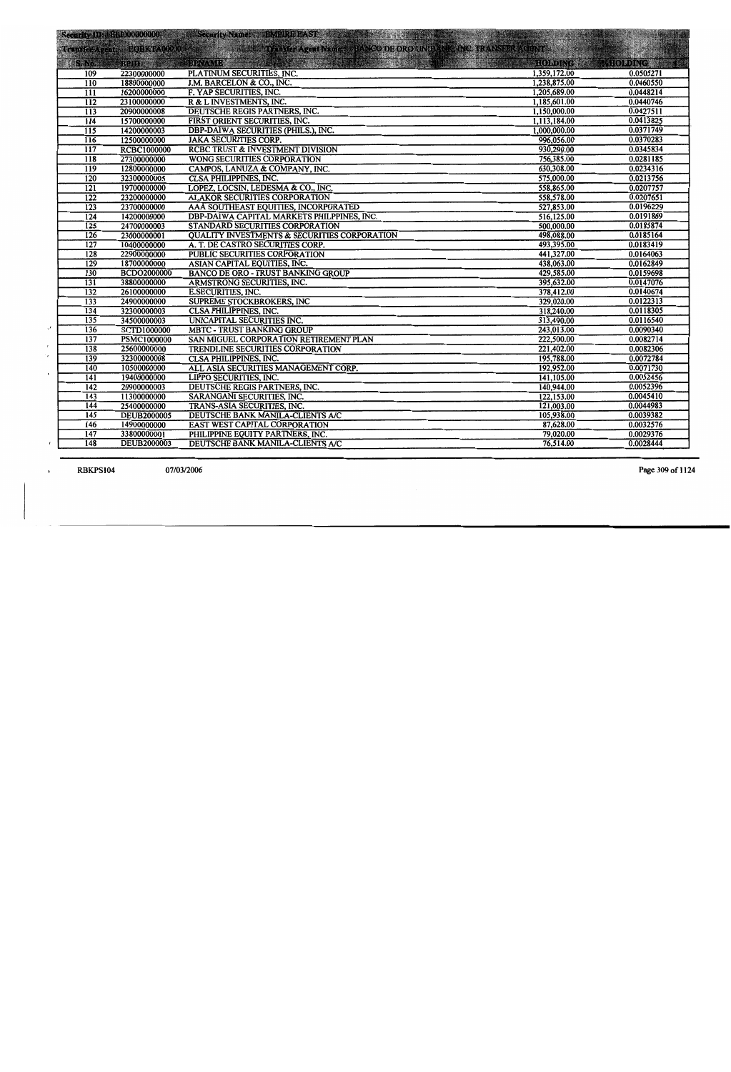Security ID: EEI000000000 Security Name: EMPIRE EAST

Transfer Agent: EQBKTA000000 Transfer Agent Name: BANCO DE ORO UNIBANK, INC. TRANSFER AGENT

| S. No. | BPID | BPNAME | HOLDING | %HOLDING |
|---|---|---|---|---|
| 109 | 22300000000 | PLATINUM SECURITIES, INC. | 1,359,172.00 | 0.0505271 |
| 110 | 18800000000 | J.M. BARCELON & CO., INC. | 1,238,875.00 | 0.0460550 |
| 111 | 16200000000 | F. YAP SECURITIES, INC. | 1,205,689.00 | 0.0448214 |
| 112 | 23100000000 | R & L INVESTMENTS, INC. | 1,185,601.00 | 0.0440746 |
| 113 | 20900000008 | DEUTSCHE REGIS PARTNERS, INC. | 1,150,000.00 | 0.0427511 |
| 114 | 15700000000 | FIRST ORIENT SECURITIES, INC. | 1,113,184.00 | 0.0413825 |
| 115 | 14200000003 | DBP-DAIWA SECURITIES (PHILS.), INC. | 1,000,000.00 | 0.0371749 |
| 116 | 12500000000 | JAKA SECURITIES CORP. | 996,056.00 | 0.0370283 |
| 117 | RCBC1000000 | RCBC TRUST & INVESTMENT DIVISION | 930,290.00 | 0.0345834 |
| 118 | 27300000000 | WONG SECURITIES CORPORATION | 756,385.00 | 0.0281185 |
| 119 | 12800000000 | CAMPOS, LANUZA & COMPANY, INC. | 630,308.00 | 0.0234316 |
| 120 | 32300000005 | CLSA PHILIPPINES, INC. | 575,000.00 | 0.0213756 |
| 121 | 19700000000 | LOPEZ, LOCSIN, LEDESMA & CO., INC. | 558,865.00 | 0.0207757 |
| 122 | 23200000000 | ALAKOR SECURITIES CORPORATION | 558,578.00 | 0.0207651 |
| 123 | 23700000000 | AAA SOUTHEAST EQUITIES, INCORPORATED | 527,853.00 | 0.0196229 |
| 124 | 14200000000 | DBP-DAIWA CAPITAL MARKETS PHILPPINES, INC. | 516,125.00 | 0.0191869 |
| 125 | 24700000003 | STANDARD SECURITIES CORPORATION | 500,000.00 | 0.0185874 |
| 126 | 23000000001 | QUALITY INVESTMENTS & SECURITIES CORPORATION | 498,088.00 | 0.0185164 |
| 127 | 10400000000 | A. T. DE CASTRO SECURITIES CORP. | 493,395.00 | 0.0183419 |
| 128 | 22900000000 | PUBLIC SECURITIES CORPORATION | 441,327.00 | 0.0164063 |
| 129 | 18700000000 | ASIAN CAPITAL EQUITIES, INC. | 438,063.00 | 0.0162849 |
| 130 | BCDO2000000 | BANCO DE ORO - TRUST BANKING GROUP | 429,585.00 | 0.0159698 |
| 131 | 38800000000 | ARMSTRONG SECURITIES, INC. | 395,632.00 | 0.0147076 |
| 132 | 26100000000 | E.SECURITIES, INC. | 378,412.00 | 0.0140674 |
| 133 | 24900000000 | SUPREME STOCKBROKERS, INC | 329,020.00 | 0.0122313 |
| 134 | 32300000003 | CLSA PHILIPPINES, INC. | 318,240.00 | 0.0118305 |
| 135 | 34500000003 | UNICAPITAL SECURITIES INC. | 313,490.00 | 0.0116540 |
| 136 | SCTD1000000 | MBTC - TRUST BANKING GROUP | 243,013.00 | 0.0090340 |
| 137 | PSMC1000000 | SAN MIGUEL CORPORATION RETIREMENT PLAN | 222,500.00 | 0.0082714 |
| 138 | 25600000000 | TRENDLINE SECURITIES CORPORATION | 221,402.00 | 0.0082306 |
| 139 | 32300000008 | CLSA PHILIPPINES, INC. | 195,788.00 | 0.0072784 |
| 140 | 10500000000 | ALL ASIA SECURITIES MANAGEMENT CORP. | 192,952.00 | 0.0071730 |
| 141 | 19400000000 | LIPPO SECURITIES, INC. | 141,105.00 | 0.0052456 |
| 142 | 20900000003 | DEUTSCHE REGIS PARTNERS, INC. | 140,944.00 | 0.0052396 |
| 143 | 11300000000 | SARANGANI SECURITIES, INC. | 122,153.00 | 0.0045410 |
| 144 | 25400000000 | TRANS-ASIA SECURITIES, INC. | 121,003.00 | 0.0044983 |
| 145 | DEUB2000005 | DEUTSCHE BANK MANILA-CLIENTS A/C | 105,938.00 | 0.0039382 |
| 146 | 14900000000 | EAST WEST CAPITAL CORPORATION | 87,628.00 | 0.0032576 |
| 147 | 33800000001 | PHILIPPINE EQUITY PARTNERS, INC. | 79,020.00 | 0.0029376 |
| 148 | DEUB2000003 | DEUTSCHE BANK MANILA-CLIENTS A/C | 76,514.00 | 0.0028444 |

RBKPS104 07/03/2006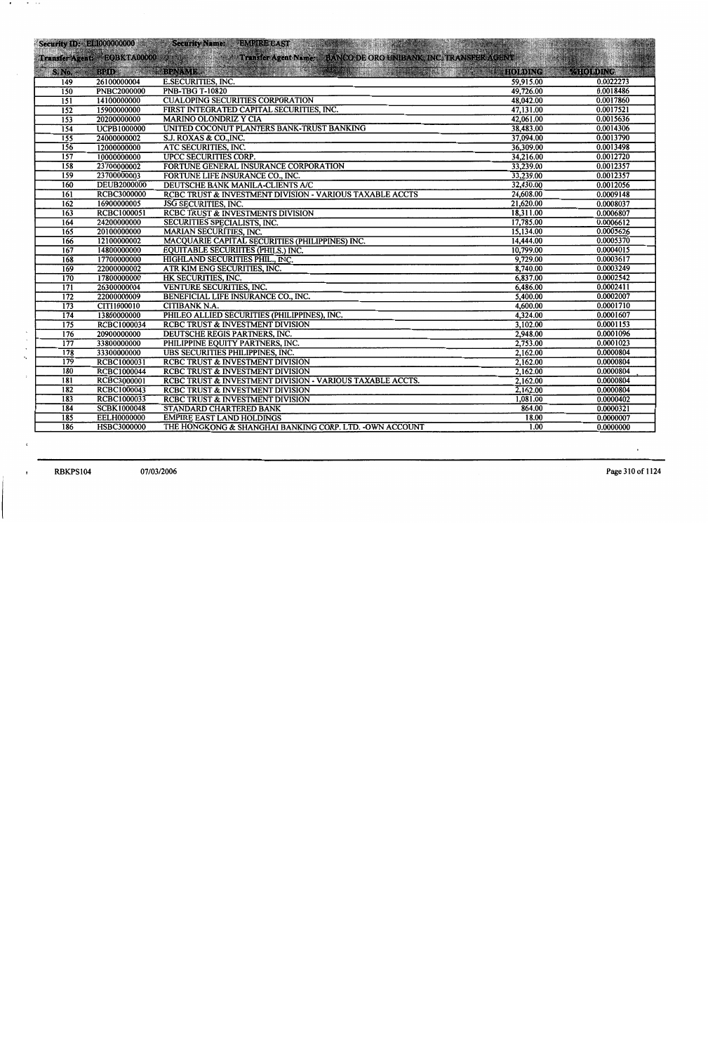Security ID: ELI000000000 Security Name: EMPIRE EAST

Transfer Agent: EQBKTA00000 Transfer Agent Name: BANCO DE ORO UNIBANK, INC. TRANSFER AGENT

| S. No. | BPID | BPNAME | HOLDING | %HOLDING |
|---|---|---|---|---|
| 149 | 26100000004 | E.SECURITIES, INC. | 59,915.00 | 0.0022273 |
| 150 | PNBC2000000 | PNB-TBG T-10820 | 49,726.00 | 0.0018486 |
| 151 | 14100000000 | CUALOPING SECURITIES CORPORATION | 48,042.00 | 0.0017860 |
| 152 | 15900000000 | FIRST INTEGRATED CAPITAL SECURITIES, INC. | 47,131.00 | 0.0017521 |
| 153 | 20200000000 | MARINO OLONDRIZ Y CIA | 42,061.00 | 0.0015636 |
| 154 | UCPB1000000 | UNITED COCONUT PLANTERS BANK-TRUST BANKING | 38,483.00 | 0.0014306 |
| 155 | 24000000002 | S.J. ROXAS & CO.,INC. | 37,094.00 | 0.0013790 |
| 156 | 12000000000 | ATC SECURITIES, INC. | 36,309.00 | 0.0013498 |
| 157 | 10000000000 | UPCC SECURITIES CORP. | 34,216.00 | 0.0012720 |
| 158 | 23700000002 | FORTUNE GENERAL INSURANCE CORPORATION | 33,239.00 | 0.0012357 |
| 159 | 23700000003 | FORTUNE LIFE INSURANCE CO., INC. | 33,239.00 | 0.0012357 |
| 160 | DEUB2000000 | DEUTSCHE BANK MANILA-CLIENTS A/C | 32,430.00 | 0.0012056 |
| 161 | RCBC3000000 | RCBC TRUST & INVESTMENT DIVISION - VARIOUS TAXABLE ACCTS | 24,608.00 | 0.0009148 |
| 162 | 16900000005 | JSG SECURITIES, INC. | 21,620.00 | 0.0008037 |
| 163 | RCBC1000051 | RCBC TRUST & INVESTMENTS DIVISION | 18,311.00 | 0.0006807 |
| 164 | 24200000000 | SECURITIES SPECIALISTS, INC. | 17,785.00 | 0.0006612 |
| 165 | 20100000000 | MARIAN SECURITIES, INC. | 15,134.00 | 0.0005626 |
| 166 | 12100000002 | MACQUARIE CAPITAL SECURITIES (PHILIPPINES) INC. | 14,444.00 | 0.0005370 |
| 167 | 14800000000 | EQUITABLE SECURIITES (PHILS.) INC. | 10,799.00 | 0.0004015 |
| 168 | 17700000000 | HIGHLAND SECURITIES PHIL., INC. | 9,729.00 | 0.0003617 |
| 169 | 22000000002 | ATR KIM ENG SECURITIES, INC. | 8,740.00 | 0.0003249 |
| 170 | 17800000000 | HK SECURITIES, INC. | 6,837.00 | 0.0002542 |
| 171 | 26300000004 | VENTURE SECURITIES, INC. | 6,486.00 | 0.0002411 |
| 172 | 22000000009 | BENEFICIAL LIFE INSURANCE CO., INC. | 5,400.00 | 0.0002007 |
| 173 | CITI1600010 | CITIBANK N.A. | 4,600.00 | 0.0001710 |
| 174 | 13800000000 | PHILEO ALLIED SECURITIES (PHILIPPINES), INC. | 4,324.00 | 0.0001607 |
| 175 | RCBC1000034 | RCBC TRUST & INVESTMENT DIVISION | 3,102.00 | 0.0001153 |
| 176 | 20900000000 | DEUTSCHE REGIS PARTNERS, INC. | 2,948.00 | 0.0001096 |
| 177 | 33800000000 | PHILIPPINE EQUITY PARTNERS, INC. | 2,753.00 | 0.0001023 |
| 178 | 33300000000 | UBS SECURITIES PHILIPPINES, INC. | 2,162.00 | 0.0000804 |
| 179 | RCBC1000031 | RCBC TRUST & INVESTMENT DIVISION | 2,162.00 | 0.0000804 |
| 180 | RCBC1000044 | RCBC TRUST & INVESTMENT DIVISION | 2,162.00 | 0.0000804 |
| 181 | RCBC3000001 | RCBC TRUST & INVESTMENT DIVISION - VARIOUS TAXABLE ACCTS. | 2,162.00 | 0.0000804 |
| 182 | RCBC1000043 | RCBC TRUST & INVESTMENT DIVISION | 2,162.00 | 0.0000804 |
| 183 | RCBC1000033 | RCBC TRUST & INVESTMENT DIVISION | 1,081.00 | 0.0000402 |
| 184 | SCBK1000048 | STANDARD CHARTERED BANK | 864.00 | 0.0000321 |
| 185 | EELH0000000 | EMPIRE EAST LAND HOLDINGS | 18.00 | 0.0000007 |
| 186 | HSBC3000000 | THE HONGKONG & SHANGHAI BANKING CORP. LTD. -OWN ACCOUNT | 1.00 | 0.0000000 |

RBKPS104 07/03/2006